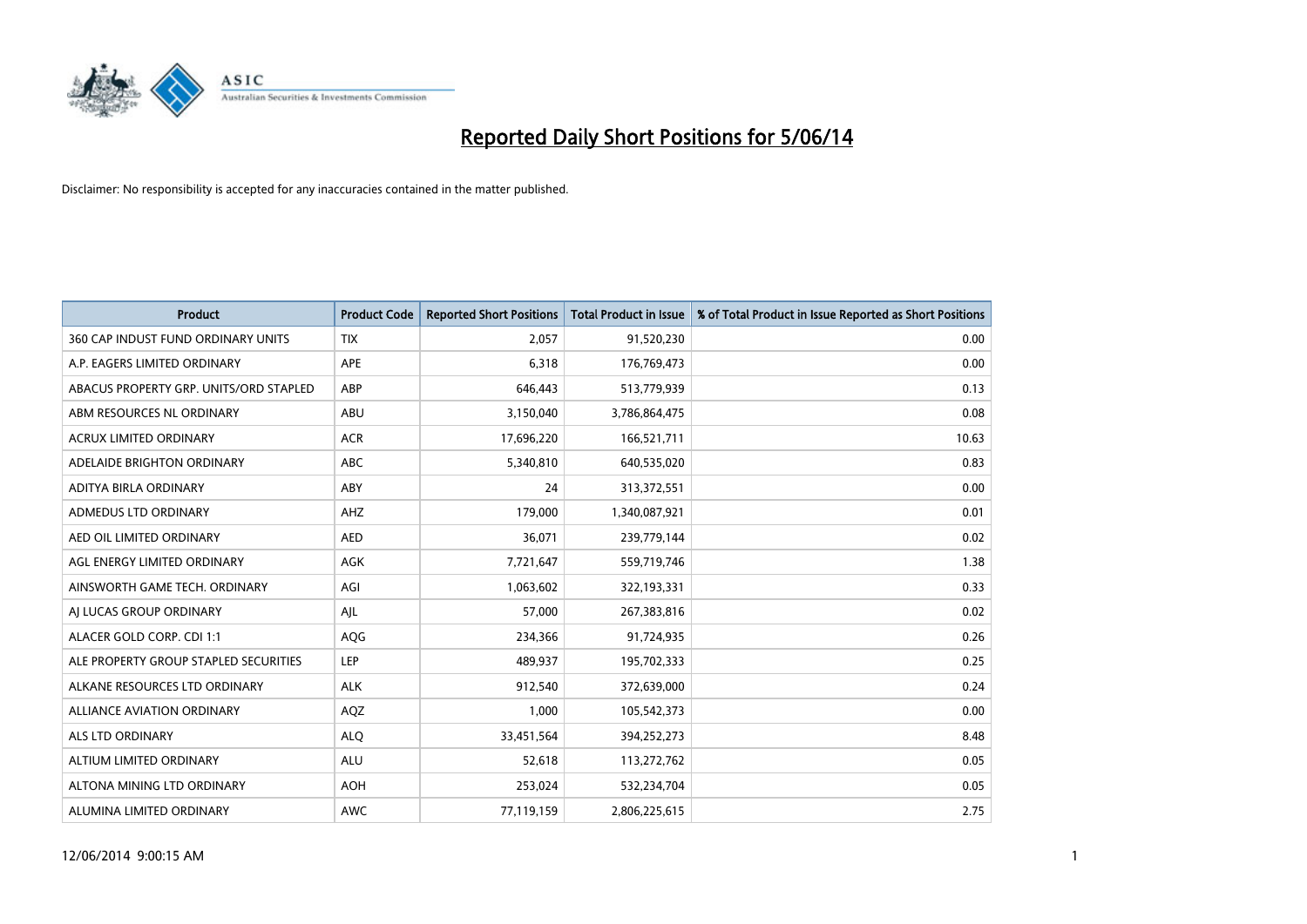# Reported Daily Short Positions for 5/06/14

Disclaimer: No responsibility is accepted for any inaccuracies contained in the matter published.

| Product | Product Code | Reported Short Positions | Total Product in Issue | % of Total Product in Issue Reported as Short Positions |
|---|---|---|---|---|
| 360 CAP INDUST FUND ORDINARY UNITS | TIX | 2,057 | 91,520,230 | 0.00 |
| A.P. EAGERS LIMITED ORDINARY | APE | 6,318 | 176,769,473 | 0.00 |
| ABACUS PROPERTY GRP. UNITS/ORD STAPLED | ABP | 646,443 | 513,779,939 | 0.13 |
| ABM RESOURCES NL ORDINARY | ABU | 3,150,040 | 3,786,864,475 | 0.08 |
| ACRUX LIMITED ORDINARY | ACR | 17,696,220 | 166,521,711 | 10.63 |
| ADELAIDE BRIGHTON ORDINARY | ABC | 5,340,810 | 640,535,020 | 0.83 |
| ADITYA BIRLA ORDINARY | ABY | 24 | 313,372,551 | 0.00 |
| ADMEDUS LTD ORDINARY | AHZ | 179,000 | 1,340,087,921 | 0.01 |
| AED OIL LIMITED ORDINARY | AED | 36,071 | 239,779,144 | 0.02 |
| AGL ENERGY LIMITED ORDINARY | AGK | 7,721,647 | 559,719,746 | 1.38 |
| AINSWORTH GAME TECH. ORDINARY | AGI | 1,063,602 | 322,193,331 | 0.33 |
| AJ LUCAS GROUP ORDINARY | AJL | 57,000 | 267,383,816 | 0.02 |
| ALACER GOLD CORP. CDI 1:1 | AQG | 234,366 | 91,724,935 | 0.26 |
| ALE PROPERTY GROUP STAPLED SECURITIES | LEP | 489,937 | 195,702,333 | 0.25 |
| ALKANE RESOURCES LTD ORDINARY | ALK | 912,540 | 372,639,000 | 0.24 |
| ALLIANCE AVIATION ORDINARY | AQZ | 1,000 | 105,542,373 | 0.00 |
| ALS LTD ORDINARY | ALQ | 33,451,564 | 394,252,273 | 8.48 |
| ALTIUM LIMITED ORDINARY | ALU | 52,618 | 113,272,762 | 0.05 |
| ALTONA MINING LTD ORDINARY | AOH | 253,024 | 532,234,704 | 0.05 |
| ALUMINA LIMITED ORDINARY | AWC | 77,119,159 | 2,806,225,615 | 2.75 |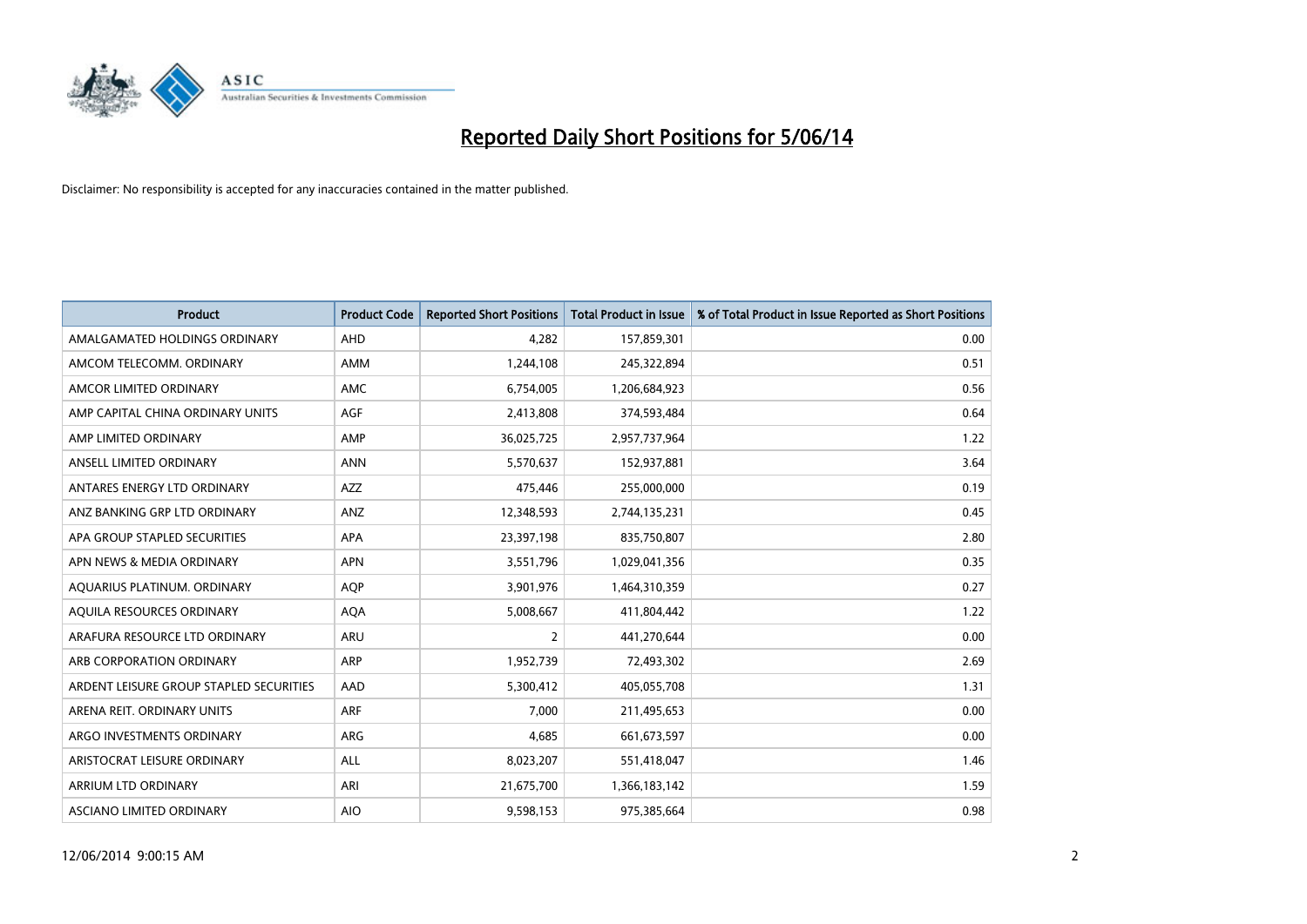# Reported Daily Short Positions for 5/06/14

Disclaimer: No responsibility is accepted for any inaccuracies contained in the matter published.

| Product | Product Code | Reported Short Positions | Total Product in Issue | % of Total Product in Issue Reported as Short Positions |
|---|---|---|---|---|
| AMALGAMATED HOLDINGS ORDINARY | AHD | 4,282 | 157,859,301 | 0.00 |
| AMCOM TELECOMM. ORDINARY | AMM | 1,244,108 | 245,322,894 | 0.51 |
| AMCOR LIMITED ORDINARY | AMC | 6,754,005 | 1,206,684,923 | 0.56 |
| AMP CAPITAL CHINA ORDINARY UNITS | AGF | 2,413,808 | 374,593,484 | 0.64 |
| AMP LIMITED ORDINARY | AMP | 36,025,725 | 2,957,737,964 | 1.22 |
| ANSELL LIMITED ORDINARY | ANN | 5,570,637 | 152,937,881 | 3.64 |
| ANTARES ENERGY LTD ORDINARY | AZZ | 475,446 | 255,000,000 | 0.19 |
| ANZ BANKING GRP LTD ORDINARY | ANZ | 12,348,593 | 2,744,135,231 | 0.45 |
| APA GROUP STAPLED SECURITIES | APA | 23,397,198 | 835,750,807 | 2.80 |
| APN NEWS & MEDIA ORDINARY | APN | 3,551,796 | 1,029,041,356 | 0.35 |
| AQUARIUS PLATINUM. ORDINARY | AQP | 3,901,976 | 1,464,310,359 | 0.27 |
| AQUILA RESOURCES ORDINARY | AQA | 5,008,667 | 411,804,442 | 1.22 |
| ARAFURA RESOURCE LTD ORDINARY | ARU | 2 | 441,270,644 | 0.00 |
| ARB CORPORATION ORDINARY | ARP | 1,952,739 | 72,493,302 | 2.69 |
| ARDENT LEISURE GROUP STAPLED SECURITIES | AAD | 5,300,412 | 405,055,708 | 1.31 |
| ARENA REIT. ORDINARY UNITS | ARF | 7,000 | 211,495,653 | 0.00 |
| ARGO INVESTMENTS ORDINARY | ARG | 4,685 | 661,673,597 | 0.00 |
| ARISTOCRAT LEISURE ORDINARY | ALL | 8,023,207 | 551,418,047 | 1.46 |
| ARRIUM LTD ORDINARY | ARI | 21,675,700 | 1,366,183,142 | 1.59 |
| ASCIANO LIMITED ORDINARY | AIO | 9,598,153 | 975,385,664 | 0.98 |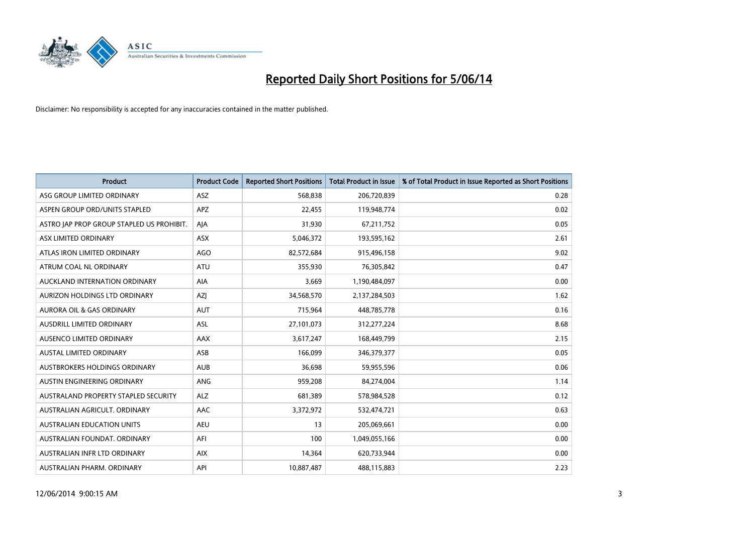# Reported Daily Short Positions for 5/06/14

Disclaimer: No responsibility is accepted for any inaccuracies contained in the matter published.

| Product | Product Code | Reported Short Positions | Total Product in Issue | % of Total Product in Issue Reported as Short Positions |
|---|---|---|---|---|
| ASG GROUP LIMITED ORDINARY | ASZ | 568,838 | 206,720,839 | 0.28 |
| ASPEN GROUP ORD/UNITS STAPLED | APZ | 22,455 | 119,948,774 | 0.02 |
| ASTRO JAP PROP GROUP STAPLED US PROHIBIT. | AJA | 31,930 | 67,211,752 | 0.05 |
| ASX LIMITED ORDINARY | ASX | 5,046,372 | 193,595,162 | 2.61 |
| ATLAS IRON LIMITED ORDINARY | AGO | 82,572,684 | 915,496,158 | 9.02 |
| ATRUM COAL NL ORDINARY | ATU | 355,930 | 76,305,842 | 0.47 |
| AUCKLAND INTERNATION ORDINARY | AIA | 3,669 | 1,190,484,097 | 0.00 |
| AURIZON HOLDINGS LTD ORDINARY | AZJ | 34,568,570 | 2,137,284,503 | 1.62 |
| AURORA OIL & GAS ORDINARY | AUT | 715,964 | 448,785,778 | 0.16 |
| AUSDRILL LIMITED ORDINARY | ASL | 27,101,073 | 312,277,224 | 8.68 |
| AUSENCO LIMITED ORDINARY | AAX | 3,617,247 | 168,449,799 | 2.15 |
| AUSTAL LIMITED ORDINARY | ASB | 166,099 | 346,379,377 | 0.05 |
| AUSTBROKERS HOLDINGS ORDINARY | AUB | 36,698 | 59,955,596 | 0.06 |
| AUSTIN ENGINEERING ORDINARY | ANG | 959,208 | 84,274,004 | 1.14 |
| AUSTRALAND PROPERTY STAPLED SECURITY | ALZ | 681,389 | 578,984,528 | 0.12 |
| AUSTRALIAN AGRICULT. ORDINARY | AAC | 3,372,972 | 532,474,721 | 0.63 |
| AUSTRALIAN EDUCATION UNITS | AEU | 13 | 205,069,661 | 0.00 |
| AUSTRALIAN FOUNDAT. ORDINARY | AFI | 100 | 1,049,055,166 | 0.00 |
| AUSTRALIAN INFR LTD ORDINARY | AIX | 14,364 | 620,733,944 | 0.00 |
| AUSTRALIAN PHARM. ORDINARY | API | 10,887,487 | 488,115,883 | 2.23 |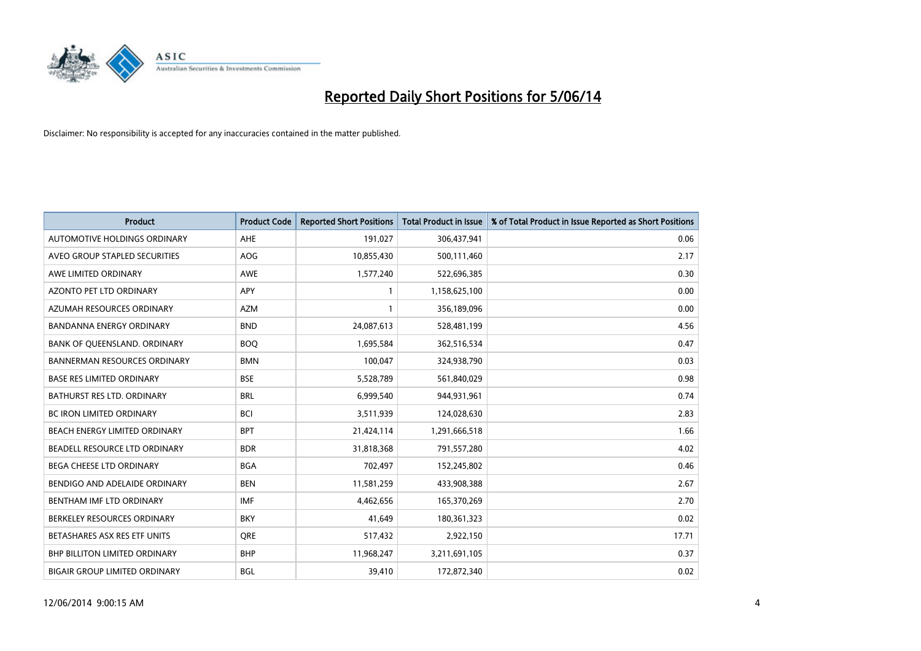# Reported Daily Short Positions for 5/06/14

Disclaimer: No responsibility is accepted for any inaccuracies contained in the matter published.

| Product | Product Code | Reported Short Positions | Total Product in Issue | % of Total Product in Issue Reported as Short Positions |
|---|---|---|---|---|
| AUTOMOTIVE HOLDINGS ORDINARY | AHE | 191,027 | 306,437,941 | 0.06 |
| AVEO GROUP STAPLED SECURITIES | AOG | 10,855,430 | 500,111,460 | 2.17 |
| AWE LIMITED ORDINARY | AWE | 1,577,240 | 522,696,385 | 0.30 |
| AZONTO PET LTD ORDINARY | APY | 1 | 1,158,625,100 | 0.00 |
| AZUMAH RESOURCES ORDINARY | AZM | 1 | 356,189,096 | 0.00 |
| BANDANNA ENERGY ORDINARY | BND | 24,087,613 | 528,481,199 | 4.56 |
| BANK OF QUEENSLAND. ORDINARY | BOQ | 1,695,584 | 362,516,534 | 0.47 |
| BANNERMAN RESOURCES ORDINARY | BMN | 100,047 | 324,938,790 | 0.03 |
| BASE RES LIMITED ORDINARY | BSE | 5,528,789 | 561,840,029 | 0.98 |
| BATHURST RES LTD. ORDINARY | BRL | 6,999,540 | 944,931,961 | 0.74 |
| BC IRON LIMITED ORDINARY | BCI | 3,511,939 | 124,028,630 | 2.83 |
| BEACH ENERGY LIMITED ORDINARY | BPT | 21,424,114 | 1,291,666,518 | 1.66 |
| BEADELL RESOURCE LTD ORDINARY | BDR | 31,818,368 | 791,557,280 | 4.02 |
| BEGA CHEESE LTD ORDINARY | BGA | 702,497 | 152,245,802 | 0.46 |
| BENDIGO AND ADELAIDE ORDINARY | BEN | 11,581,259 | 433,908,388 | 2.67 |
| BENTHAM IMF LTD ORDINARY | IMF | 4,462,656 | 165,370,269 | 2.70 |
| BERKELEY RESOURCES ORDINARY | BKY | 41,649 | 180,361,323 | 0.02 |
| BETASHARES ASX RES ETF UNITS | QRE | 517,432 | 2,922,150 | 17.71 |
| BHP BILLITON LIMITED ORDINARY | BHP | 11,968,247 | 3,211,691,105 | 0.37 |
| BIGAIR GROUP LIMITED ORDINARY | BGL | 39,410 | 172,872,340 | 0.02 |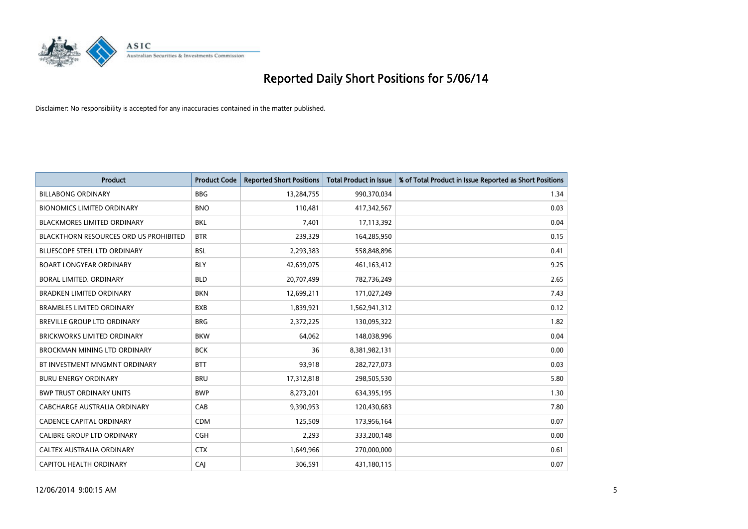# Reported Daily Short Positions for 5/06/14

Disclaimer: No responsibility is accepted for any inaccuracies contained in the matter published.

| Product | Product Code | Reported Short Positions | Total Product in Issue | % of Total Product in Issue Reported as Short Positions |
|---|---|---|---|---|
| BILLABONG ORDINARY | BBG | 13,284,755 | 990,370,034 | 1.34 |
| BIONOMICS LIMITED ORDINARY | BNO | 110,481 | 417,342,567 | 0.03 |
| BLACKMORES LIMITED ORDINARY | BKL | 7,401 | 17,113,392 | 0.04 |
| BLACKTHORN RESOURCES ORD US PROHIBITED | BTR | 239,329 | 164,285,950 | 0.15 |
| BLUESCOPE STEEL LTD ORDINARY | BSL | 2,293,383 | 558,848,896 | 0.41 |
| BOART LONGYEAR ORDINARY | BLY | 42,639,075 | 461,163,412 | 9.25 |
| BORAL LIMITED. ORDINARY | BLD | 20,707,499 | 782,736,249 | 2.65 |
| BRADKEN LIMITED ORDINARY | BKN | 12,699,211 | 171,027,249 | 7.43 |
| BRAMBLES LIMITED ORDINARY | BXB | 1,839,921 | 1,562,941,312 | 0.12 |
| BREVILLE GROUP LTD ORDINARY | BRG | 2,372,225 | 130,095,322 | 1.82 |
| BRICKWORKS LIMITED ORDINARY | BKW | 64,062 | 148,038,996 | 0.04 |
| BROCKMAN MINING LTD ORDINARY | BCK | 36 | 8,381,982,131 | 0.00 |
| BT INVESTMENT MNGMNT ORDINARY | BTT | 93,918 | 282,727,073 | 0.03 |
| BURU ENERGY ORDINARY | BRU | 17,312,818 | 298,505,530 | 5.80 |
| BWP TRUST ORDINARY UNITS | BWP | 8,273,201 | 634,395,195 | 1.30 |
| CABCHARGE AUSTRALIA ORDINARY | CAB | 9,390,953 | 120,430,683 | 7.80 |
| CADENCE CAPITAL ORDINARY | CDM | 125,509 | 173,956,164 | 0.07 |
| CALIBRE GROUP LTD ORDINARY | CGH | 2,293 | 333,200,148 | 0.00 |
| CALTEX AUSTRALIA ORDINARY | CTX | 1,649,966 | 270,000,000 | 0.61 |
| CAPITOL HEALTH ORDINARY | CAJ | 306,591 | 431,180,115 | 0.07 |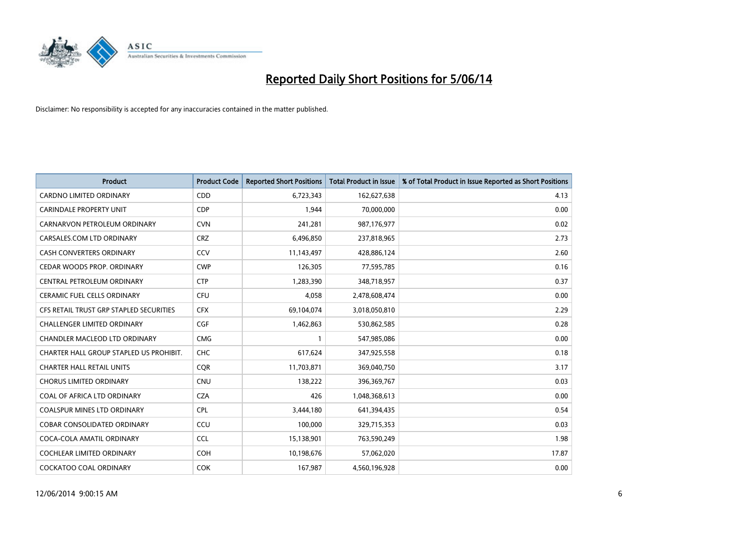# Reported Daily Short Positions for 5/06/14

Disclaimer: No responsibility is accepted for any inaccuracies contained in the matter published.

| Product | Product Code | Reported Short Positions | Total Product in Issue | % of Total Product in Issue Reported as Short Positions |
|---|---|---|---|---|
| CARDNO LIMITED ORDINARY | CDD | 6,723,343 | 162,627,638 | 4.13 |
| CARINDALE PROPERTY UNIT | CDP | 1,944 | 70,000,000 | 0.00 |
| CARNARVON PETROLEUM ORDINARY | CVN | 241,281 | 987,176,977 | 0.02 |
| CARSALES.COM LTD ORDINARY | CRZ | 6,496,850 | 237,818,965 | 2.73 |
| CASH CONVERTERS ORDINARY | CCV | 11,143,497 | 428,886,124 | 2.60 |
| CEDAR WOODS PROP. ORDINARY | CWP | 126,305 | 77,595,785 | 0.16 |
| CENTRAL PETROLEUM ORDINARY | CTP | 1,283,390 | 348,718,957 | 0.37 |
| CERAMIC FUEL CELLS ORDINARY | CFU | 4,058 | 2,478,608,474 | 0.00 |
| CFS RETAIL TRUST GRP STAPLED SECURITIES | CFX | 69,104,074 | 3,018,050,810 | 2.29 |
| CHALLENGER LIMITED ORDINARY | CGF | 1,462,863 | 530,862,585 | 0.28 |
| CHANDLER MACLEOD LTD ORDINARY | CMG | 1 | 547,985,086 | 0.00 |
| CHARTER HALL GROUP STAPLED US PROHIBIT. | CHC | 617,624 | 347,925,558 | 0.18 |
| CHARTER HALL RETAIL UNITS | CQR | 11,703,871 | 369,040,750 | 3.17 |
| CHORUS LIMITED ORDINARY | CNU | 138,222 | 396,369,767 | 0.03 |
| COAL OF AFRICA LTD ORDINARY | CZA | 426 | 1,048,368,613 | 0.00 |
| COALSPUR MINES LTD ORDINARY | CPL | 3,444,180 | 641,394,435 | 0.54 |
| COBAR CONSOLIDATED ORDINARY | CCU | 100,000 | 329,715,353 | 0.03 |
| COCA-COLA AMATIL ORDINARY | CCL | 15,138,901 | 763,590,249 | 1.98 |
| COCHLEAR LIMITED ORDINARY | COH | 10,198,676 | 57,062,020 | 17.87 |
| COCKATOO COAL ORDINARY | COK | 167,987 | 4,560,196,928 | 0.00 |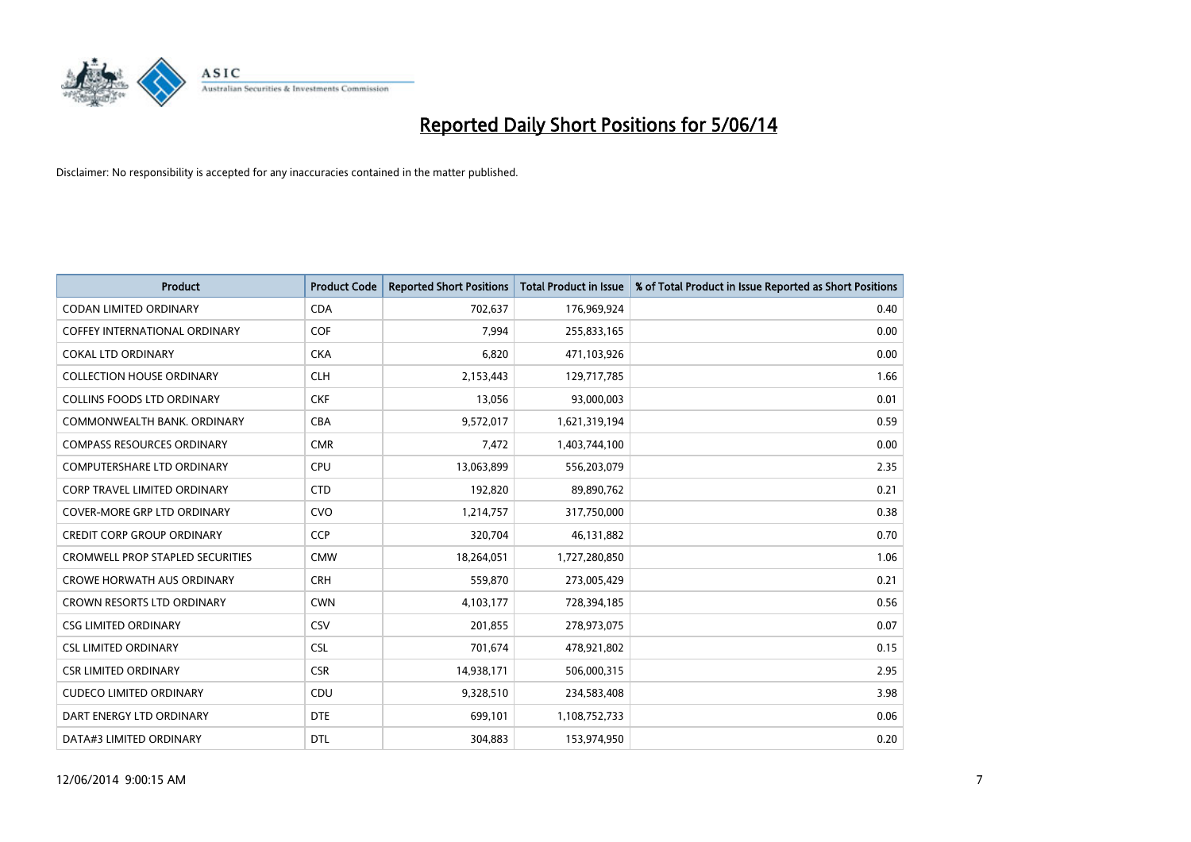# Reported Daily Short Positions for 5/06/14

Disclaimer: No responsibility is accepted for any inaccuracies contained in the matter published.

| Product | Product Code | Reported Short Positions | Total Product in Issue | % of Total Product in Issue Reported as Short Positions |
|---|---|---|---|---|
| CODAN LIMITED ORDINARY | CDA | 702,637 | 176,969,924 | 0.40 |
| COFFEY INTERNATIONAL ORDINARY | COF | 7,994 | 255,833,165 | 0.00 |
| COKAL LTD ORDINARY | CKA | 6,820 | 471,103,926 | 0.00 |
| COLLECTION HOUSE ORDINARY | CLH | 2,153,443 | 129,717,785 | 1.66 |
| COLLINS FOODS LTD ORDINARY | CKF | 13,056 | 93,000,003 | 0.01 |
| COMMONWEALTH BANK. ORDINARY | CBA | 9,572,017 | 1,621,319,194 | 0.59 |
| COMPASS RESOURCES ORDINARY | CMR | 7,472 | 1,403,744,100 | 0.00 |
| COMPUTERSHARE LTD ORDINARY | CPU | 13,063,899 | 556,203,079 | 2.35 |
| CORP TRAVEL LIMITED ORDINARY | CTD | 192,820 | 89,890,762 | 0.21 |
| COVER-MORE GRP LTD ORDINARY | CVO | 1,214,757 | 317,750,000 | 0.38 |
| CREDIT CORP GROUP ORDINARY | CCP | 320,704 | 46,131,882 | 0.70 |
| CROMWELL PROP STAPLED SECURITIES | CMW | 18,264,051 | 1,727,280,850 | 1.06 |
| CROWE HORWATH AUS ORDINARY | CRH | 559,870 | 273,005,429 | 0.21 |
| CROWN RESORTS LTD ORDINARY | CWN | 4,103,177 | 728,394,185 | 0.56 |
| CSG LIMITED ORDINARY | CSV | 201,855 | 278,973,075 | 0.07 |
| CSL LIMITED ORDINARY | CSL | 701,674 | 478,921,802 | 0.15 |
| CSR LIMITED ORDINARY | CSR | 14,938,171 | 506,000,315 | 2.95 |
| CUDECO LIMITED ORDINARY | CDU | 9,328,510 | 234,583,408 | 3.98 |
| DART ENERGY LTD ORDINARY | DTE | 699,101 | 1,108,752,733 | 0.06 |
| DATA#3 LIMITED ORDINARY | DTL | 304,883 | 153,974,950 | 0.20 |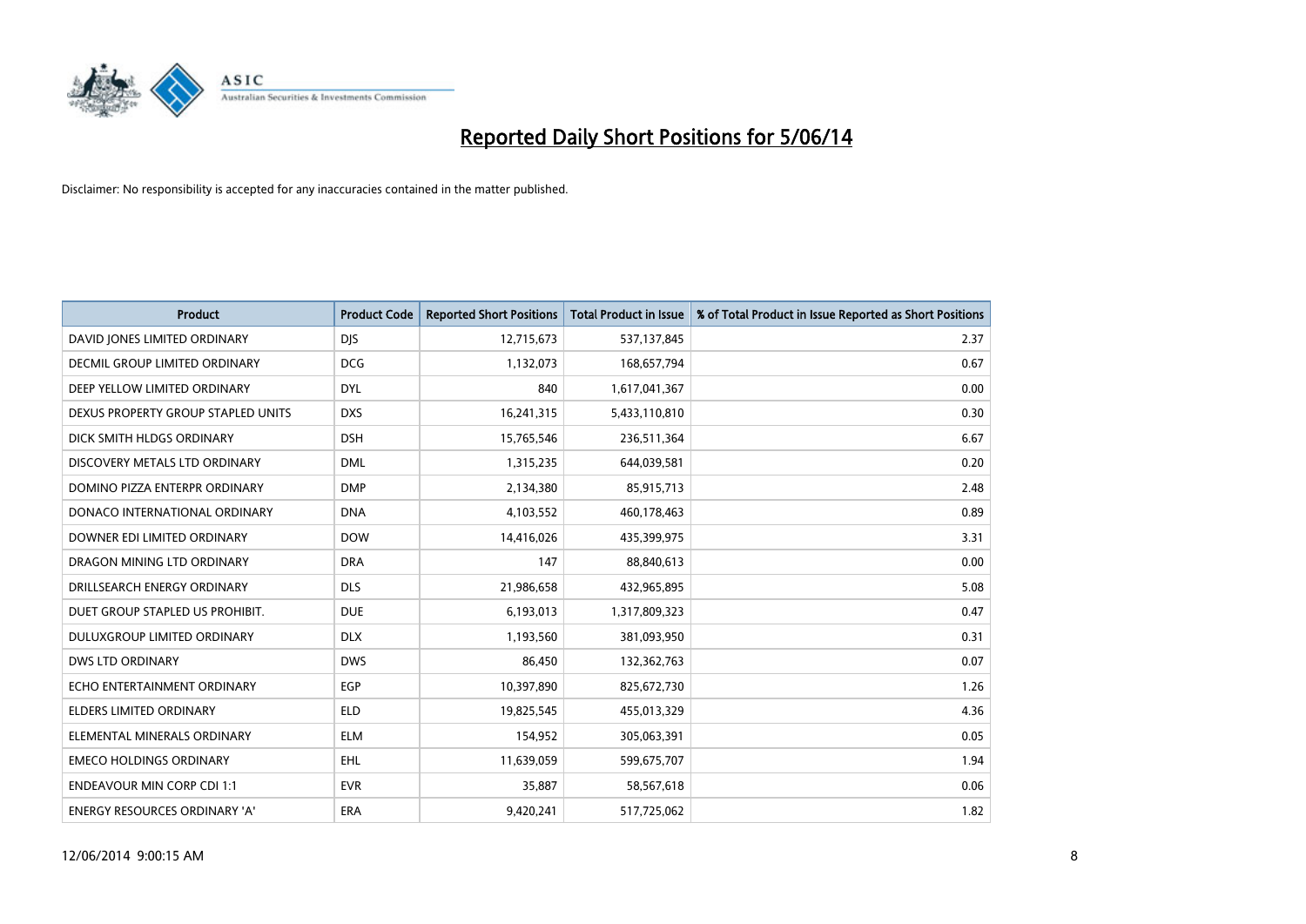# Reported Daily Short Positions for 5/06/14

Disclaimer: No responsibility is accepted for any inaccuracies contained in the matter published.

| Product | Product Code | Reported Short Positions | Total Product in Issue | % of Total Product in Issue Reported as Short Positions |
| --- | --- | --- | --- | --- |
| DAVID JONES LIMITED ORDINARY | DJS | 12,715,673 | 537,137,845 | 2.37 |
| DECMIL GROUP LIMITED ORDINARY | DCG | 1,132,073 | 168,657,794 | 0.67 |
| DEEP YELLOW LIMITED ORDINARY | DYL | 840 | 1,617,041,367 | 0.00 |
| DEXUS PROPERTY GROUP STAPLED UNITS | DXS | 16,241,315 | 5,433,110,810 | 0.30 |
| DICK SMITH HLDGS ORDINARY | DSH | 15,765,546 | 236,511,364 | 6.67 |
| DISCOVERY METALS LTD ORDINARY | DML | 1,315,235 | 644,039,581 | 0.20 |
| DOMINO PIZZA ENTERPR ORDINARY | DMP | 2,134,380 | 85,915,713 | 2.48 |
| DONACO INTERNATIONAL ORDINARY | DNA | 4,103,552 | 460,178,463 | 0.89 |
| DOWNER EDI LIMITED ORDINARY | DOW | 14,416,026 | 435,399,975 | 3.31 |
| DRAGON MINING LTD ORDINARY | DRA | 147 | 88,840,613 | 0.00 |
| DRILLSEARCH ENERGY ORDINARY | DLS | 21,986,658 | 432,965,895 | 5.08 |
| DUET GROUP STAPLED US PROHIBIT. | DUE | 6,193,013 | 1,317,809,323 | 0.47 |
| DULUXGROUP LIMITED ORDINARY | DLX | 1,193,560 | 381,093,950 | 0.31 |
| DWS LTD ORDINARY | DWS | 86,450 | 132,362,763 | 0.07 |
| ECHO ENTERTAINMENT ORDINARY | EGP | 10,397,890 | 825,672,730 | 1.26 |
| ELDERS LIMITED ORDINARY | ELD | 19,825,545 | 455,013,329 | 4.36 |
| ELEMENTAL MINERALS ORDINARY | ELM | 154,952 | 305,063,391 | 0.05 |
| EMECO HOLDINGS ORDINARY | EHL | 11,639,059 | 599,675,707 | 1.94 |
| ENDEAVOUR MIN CORP CDI 1:1 | EVR | 35,887 | 58,567,618 | 0.06 |
| ENERGY RESOURCES ORDINARY 'A' | ERA | 9,420,241 | 517,725,062 | 1.82 |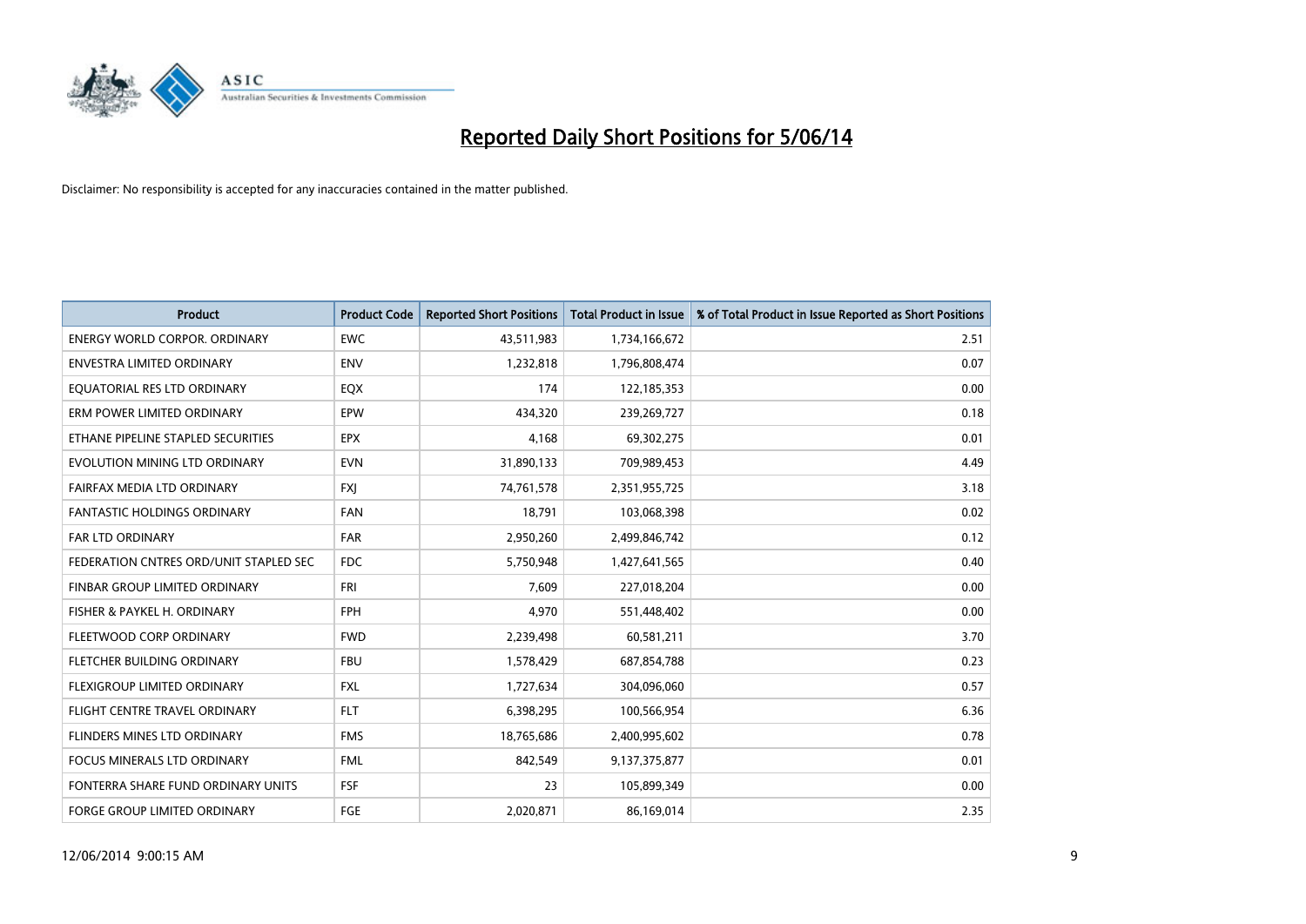# Reported Daily Short Positions for 5/06/14

Disclaimer: No responsibility is accepted for any inaccuracies contained in the matter published.

| Product | Product Code | Reported Short Positions | Total Product in Issue | % of Total Product in Issue Reported as Short Positions |
|---|---|---|---|---|
| ENERGY WORLD CORPOR. ORDINARY | EWC | 43,511,983 | 1,734,166,672 | 2.51 |
| ENVESTRA LIMITED ORDINARY | ENV | 1,232,818 | 1,796,808,474 | 0.07 |
| EQUATORIAL RES LTD ORDINARY | EQX | 174 | 122,185,353 | 0.00 |
| ERM POWER LIMITED ORDINARY | EPW | 434,320 | 239,269,727 | 0.18 |
| ETHANE PIPELINE STAPLED SECURITIES | EPX | 4,168 | 69,302,275 | 0.01 |
| EVOLUTION MINING LTD ORDINARY | EVN | 31,890,133 | 709,989,453 | 4.49 |
| FAIRFAX MEDIA LTD ORDINARY | FXJ | 74,761,578 | 2,351,955,725 | 3.18 |
| FANTASTIC HOLDINGS ORDINARY | FAN | 18,791 | 103,068,398 | 0.02 |
| FAR LTD ORDINARY | FAR | 2,950,260 | 2,499,846,742 | 0.12 |
| FEDERATION CNTRES ORD/UNIT STAPLED SEC | FDC | 5,750,948 | 1,427,641,565 | 0.40 |
| FINBAR GROUP LIMITED ORDINARY | FRI | 7,609 | 227,018,204 | 0.00 |
| FISHER & PAYKEL H. ORDINARY | FPH | 4,970 | 551,448,402 | 0.00 |
| FLEETWOOD CORP ORDINARY | FWD | 2,239,498 | 60,581,211 | 3.70 |
| FLETCHER BUILDING ORDINARY | FBU | 1,578,429 | 687,854,788 | 0.23 |
| FLEXIGROUP LIMITED ORDINARY | FXL | 1,727,634 | 304,096,060 | 0.57 |
| FLIGHT CENTRE TRAVEL ORDINARY | FLT | 6,398,295 | 100,566,954 | 6.36 |
| FLINDERS MINES LTD ORDINARY | FMS | 18,765,686 | 2,400,995,602 | 0.78 |
| FOCUS MINERALS LTD ORDINARY | FML | 842,549 | 9,137,375,877 | 0.01 |
| FONTERRA SHARE FUND ORDINARY UNITS | FSF | 23 | 105,899,349 | 0.00 |
| FORGE GROUP LIMITED ORDINARY | FGE | 2,020,871 | 86,169,014 | 2.35 |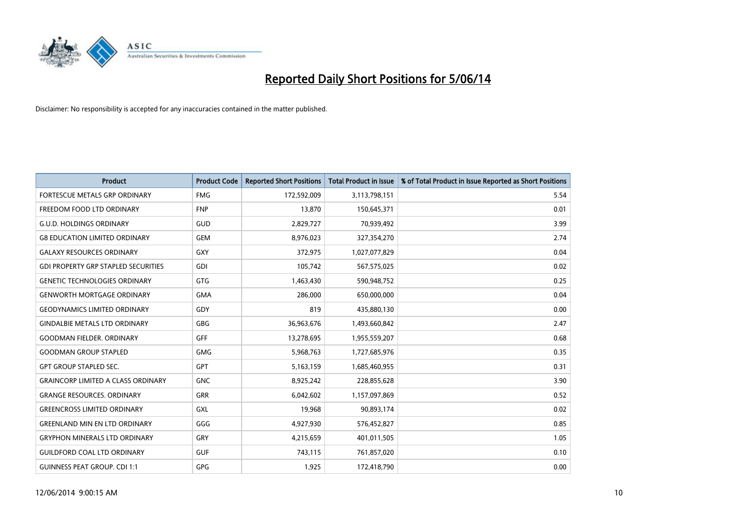# Reported Daily Short Positions for 5/06/14

Disclaimer: No responsibility is accepted for any inaccuracies contained in the matter published.

| Product | Product Code | Reported Short Positions | Total Product in Issue | % of Total Product in Issue Reported as Short Positions |
|---|---|---|---|---|
| FORTESCUE METALS GRP ORDINARY | FMG | 172,592,009 | 3,113,798,151 | 5.54 |
| FREEDOM FOOD LTD ORDINARY | FNP | 13,870 | 150,645,371 | 0.01 |
| G.U.D. HOLDINGS ORDINARY | GUD | 2,829,727 | 70,939,492 | 3.99 |
| G8 EDUCATION LIMITED ORDINARY | GEM | 8,976,023 | 327,354,270 | 2.74 |
| GALAXY RESOURCES ORDINARY | GXY | 372,975 | 1,027,077,829 | 0.04 |
| GDI PROPERTY GRP STAPLED SECURITIES | GDI | 105,742 | 567,575,025 | 0.02 |
| GENETIC TECHNOLOGIES ORDINARY | GTG | 1,463,430 | 590,948,752 | 0.25 |
| GENWORTH MORTGAGE ORDINARY | GMA | 286,000 | 650,000,000 | 0.04 |
| GEODYNAMICS LIMITED ORDINARY | GDY | 819 | 435,880,130 | 0.00 |
| GINDALBIE METALS LTD ORDINARY | GBG | 36,963,676 | 1,493,660,842 | 2.47 |
| GOODMAN FIELDER. ORDINARY | GFF | 13,278,695 | 1,955,559,207 | 0.68 |
| GOODMAN GROUP STAPLED | GMG | 5,968,763 | 1,727,685,976 | 0.35 |
| GPT GROUP STAPLED SEC. | GPT | 5,163,159 | 1,685,460,955 | 0.31 |
| GRAINCORP LIMITED A CLASS ORDINARY | GNC | 8,925,242 | 228,855,628 | 3.90 |
| GRANGE RESOURCES. ORDINARY | GRR | 6,042,602 | 1,157,097,869 | 0.52 |
| GREENCROSS LIMITED ORDINARY | GXL | 19,968 | 90,893,174 | 0.02 |
| GREENLAND MIN EN LTD ORDINARY | GGG | 4,927,930 | 576,452,827 | 0.85 |
| GRYPHON MINERALS LTD ORDINARY | GRY | 4,215,659 | 401,011,505 | 1.05 |
| GUILDFORD COAL LTD ORDINARY | GUF | 743,115 | 761,857,020 | 0.10 |
| GUINNESS PEAT GROUP. CDI 1:1 | GPG | 1,925 | 172,418,790 | 0.00 |

12/06/2014 9:00:15 AM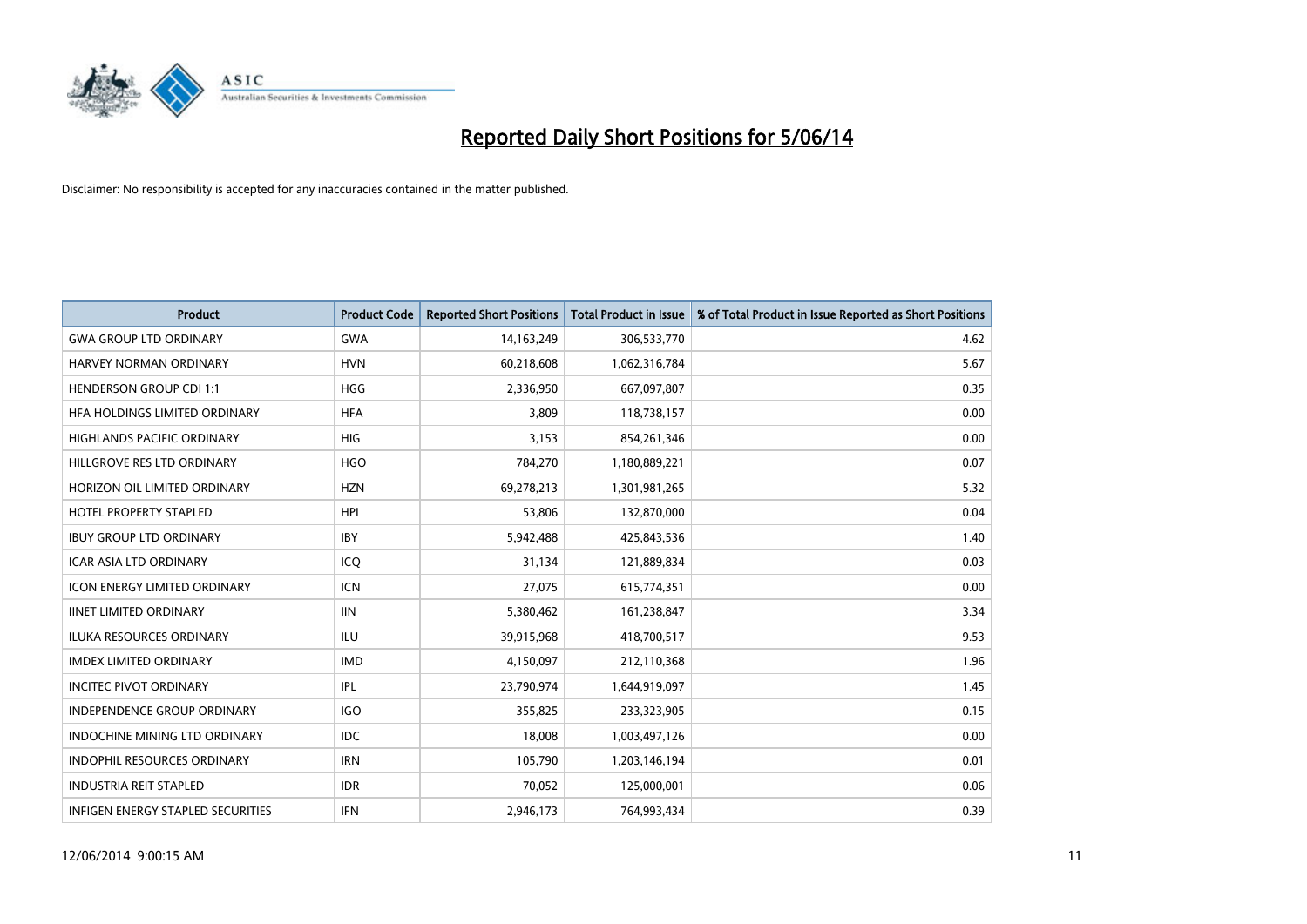# Reported Daily Short Positions for 5/06/14

Disclaimer: No responsibility is accepted for any inaccuracies contained in the matter published.

| Product | Product Code | Reported Short Positions | Total Product in Issue | % of Total Product in Issue Reported as Short Positions |
|---|---|---|---|---|
| GWA GROUP LTD ORDINARY | GWA | 14,163,249 | 306,533,770 | 4.62 |
| HARVEY NORMAN ORDINARY | HVN | 60,218,608 | 1,062,316,784 | 5.67 |
| HENDERSON GROUP CDI 1:1 | HGG | 2,336,950 | 667,097,807 | 0.35 |
| HFA HOLDINGS LIMITED ORDINARY | HFA | 3,809 | 118,738,157 | 0.00 |
| HIGHLANDS PACIFIC ORDINARY | HIG | 3,153 | 854,261,346 | 0.00 |
| HILLGROVE RES LTD ORDINARY | HGO | 784,270 | 1,180,889,221 | 0.07 |
| HORIZON OIL LIMITED ORDINARY | HZN | 69,278,213 | 1,301,981,265 | 5.32 |
| HOTEL PROPERTY STAPLED | HPI | 53,806 | 132,870,000 | 0.04 |
| IBUY GROUP LTD ORDINARY | IBY | 5,942,488 | 425,843,536 | 1.40 |
| ICAR ASIA LTD ORDINARY | ICQ | 31,134 | 121,889,834 | 0.03 |
| ICON ENERGY LIMITED ORDINARY | ICN | 27,075 | 615,774,351 | 0.00 |
| IINET LIMITED ORDINARY | IIN | 5,380,462 | 161,238,847 | 3.34 |
| ILUKA RESOURCES ORDINARY | ILU | 39,915,968 | 418,700,517 | 9.53 |
| IMDEX LIMITED ORDINARY | IMD | 4,150,097 | 212,110,368 | 1.96 |
| INCITEC PIVOT ORDINARY | IPL | 23,790,974 | 1,644,919,097 | 1.45 |
| INDEPENDENCE GROUP ORDINARY | IGO | 355,825 | 233,323,905 | 0.15 |
| INDOCHINE MINING LTD ORDINARY | IDC | 18,008 | 1,003,497,126 | 0.00 |
| INDOPHIL RESOURCES ORDINARY | IRN | 105,790 | 1,203,146,194 | 0.01 |
| INDUSTRIA REIT STAPLED | IDR | 70,052 | 125,000,001 | 0.06 |
| INFIGEN ENERGY STAPLED SECURITIES | IFN | 2,946,173 | 764,993,434 | 0.39 |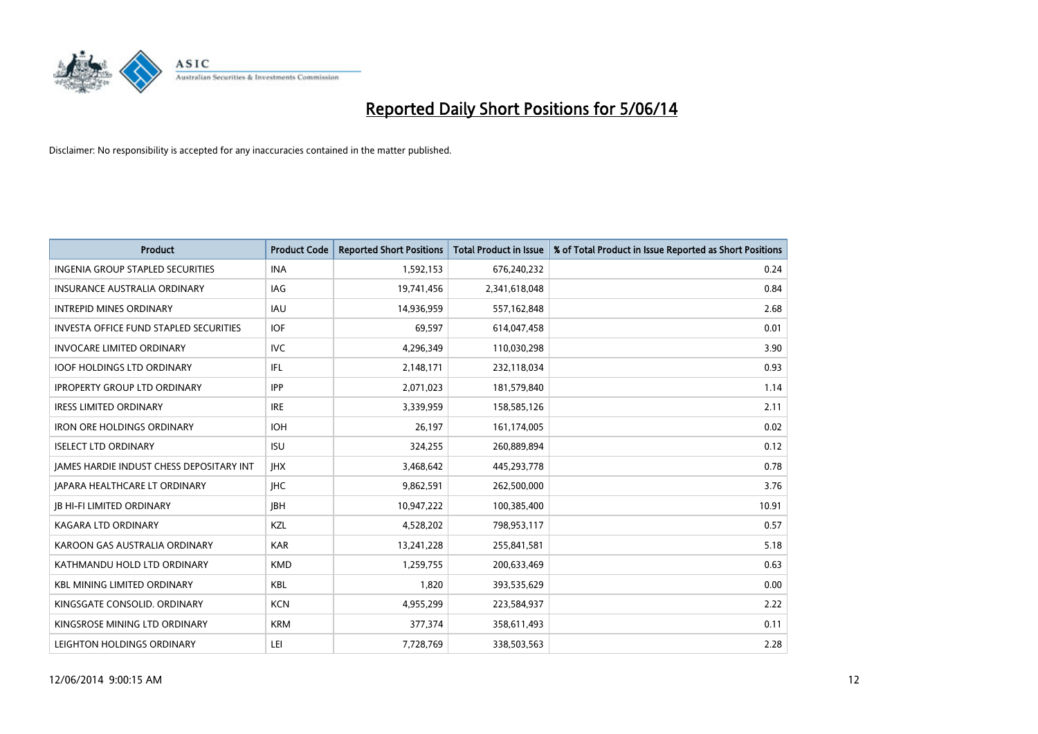# Reported Daily Short Positions for 5/06/14

Disclaimer: No responsibility is accepted for any inaccuracies contained in the matter published.

| Product | Product Code | Reported Short Positions | Total Product in Issue | % of Total Product in Issue Reported as Short Positions |
|---|---|---|---|---|
| INGENIA GROUP STAPLED SECURITIES | INA | 1,592,153 | 676,240,232 | 0.24 |
| INSURANCE AUSTRALIA ORDINARY | IAG | 19,741,456 | 2,341,618,048 | 0.84 |
| INTREPID MINES ORDINARY | IAU | 14,936,959 | 557,162,848 | 2.68 |
| INVESTA OFFICE FUND STAPLED SECURITIES | IOF | 69,597 | 614,047,458 | 0.01 |
| INVOCARE LIMITED ORDINARY | IVC | 4,296,349 | 110,030,298 | 3.90 |
| IOOF HOLDINGS LTD ORDINARY | IFL | 2,148,171 | 232,118,034 | 0.93 |
| IPROPERTY GROUP LTD ORDINARY | IPP | 2,071,023 | 181,579,840 | 1.14 |
| IRESS LIMITED ORDINARY | IRE | 3,339,959 | 158,585,126 | 2.11 |
| IRON ORE HOLDINGS ORDINARY | IOH | 26,197 | 161,174,005 | 0.02 |
| ISELECT LTD ORDINARY | ISU | 324,255 | 260,889,894 | 0.12 |
| JAMES HARDIE INDUST CHESS DEPOSITARY INT | JHX | 3,468,642 | 445,293,778 | 0.78 |
| JAPARA HEALTHCARE LT ORDINARY | JHC | 9,862,591 | 262,500,000 | 3.76 |
| JB HI-FI LIMITED ORDINARY | JBH | 10,947,222 | 100,385,400 | 10.91 |
| KAGARA LTD ORDINARY | KZL | 4,528,202 | 798,953,117 | 0.57 |
| KAROON GAS AUSTRALIA ORDINARY | KAR | 13,241,228 | 255,841,581 | 5.18 |
| KATHMANDU HOLD LTD ORDINARY | KMD | 1,259,755 | 200,633,469 | 0.63 |
| KBL MINING LIMITED ORDINARY | KBL | 1,820 | 393,535,629 | 0.00 |
| KINGSGATE CONSOLID. ORDINARY | KCN | 4,955,299 | 223,584,937 | 2.22 |
| KINGSROSE MINING LTD ORDINARY | KRM | 377,374 | 358,611,493 | 0.11 |
| LEIGHTON HOLDINGS ORDINARY | LEI | 7,728,769 | 338,503,563 | 2.28 |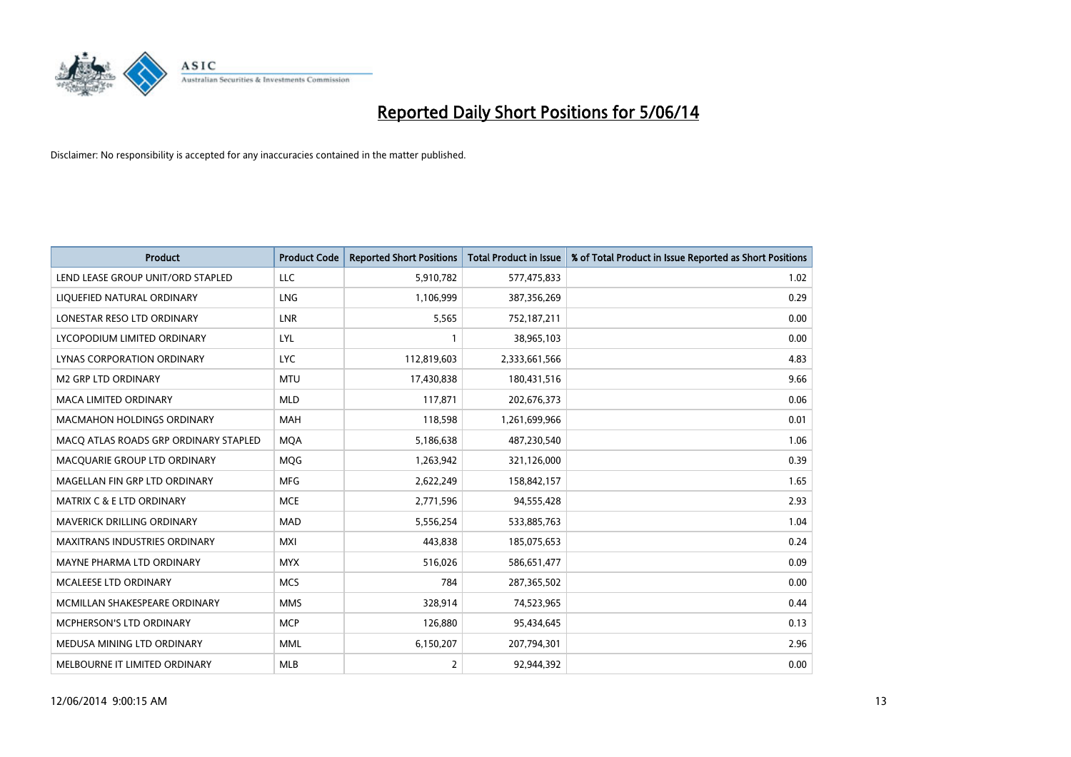# Reported Daily Short Positions for 5/06/14

Disclaimer: No responsibility is accepted for any inaccuracies contained in the matter published.

| Product | Product Code | Reported Short Positions | Total Product in Issue | % of Total Product in Issue Reported as Short Positions |
|---|---|---|---|---|
| LEND LEASE GROUP UNIT/ORD STAPLED | LLC | 5,910,782 | 577,475,833 | 1.02 |
| LIQUEFIED NATURAL ORDINARY | LNG | 1,106,999 | 387,356,269 | 0.29 |
| LONESTAR RESO LTD ORDINARY | LNR | 5,565 | 752,187,211 | 0.00 |
| LYCOPODIUM LIMITED ORDINARY | LYL | 1 | 38,965,103 | 0.00 |
| LYNAS CORPORATION ORDINARY | LYC | 112,819,603 | 2,333,661,566 | 4.83 |
| M2 GRP LTD ORDINARY | MTU | 17,430,838 | 180,431,516 | 9.66 |
| MACA LIMITED ORDINARY | MLD | 117,871 | 202,676,373 | 0.06 |
| MACMAHON HOLDINGS ORDINARY | MAH | 118,598 | 1,261,699,966 | 0.01 |
| MACQ ATLAS ROADS GRP ORDINARY STAPLED | MQA | 5,186,638 | 487,230,540 | 1.06 |
| MACQUARIE GROUP LTD ORDINARY | MQG | 1,263,942 | 321,126,000 | 0.39 |
| MAGELLAN FIN GRP LTD ORDINARY | MFG | 2,622,249 | 158,842,157 | 1.65 |
| MATRIX C & E LTD ORDINARY | MCE | 2,771,596 | 94,555,428 | 2.93 |
| MAVERICK DRILLING ORDINARY | MAD | 5,556,254 | 533,885,763 | 1.04 |
| MAXITRANS INDUSTRIES ORDINARY | MXI | 443,838 | 185,075,653 | 0.24 |
| MAYNE PHARMA LTD ORDINARY | MYX | 516,026 | 586,651,477 | 0.09 |
| MCALEESE LTD ORDINARY | MCS | 784 | 287,365,502 | 0.00 |
| MCMILLAN SHAKESPEARE ORDINARY | MMS | 328,914 | 74,523,965 | 0.44 |
| MCPHERSON'S LTD ORDINARY | MCP | 126,880 | 95,434,645 | 0.13 |
| MEDUSA MINING LTD ORDINARY | MML | 6,150,207 | 207,794,301 | 2.96 |
| MELBOURNE IT LIMITED ORDINARY | MLB | 2 | 92,944,392 | 0.00 |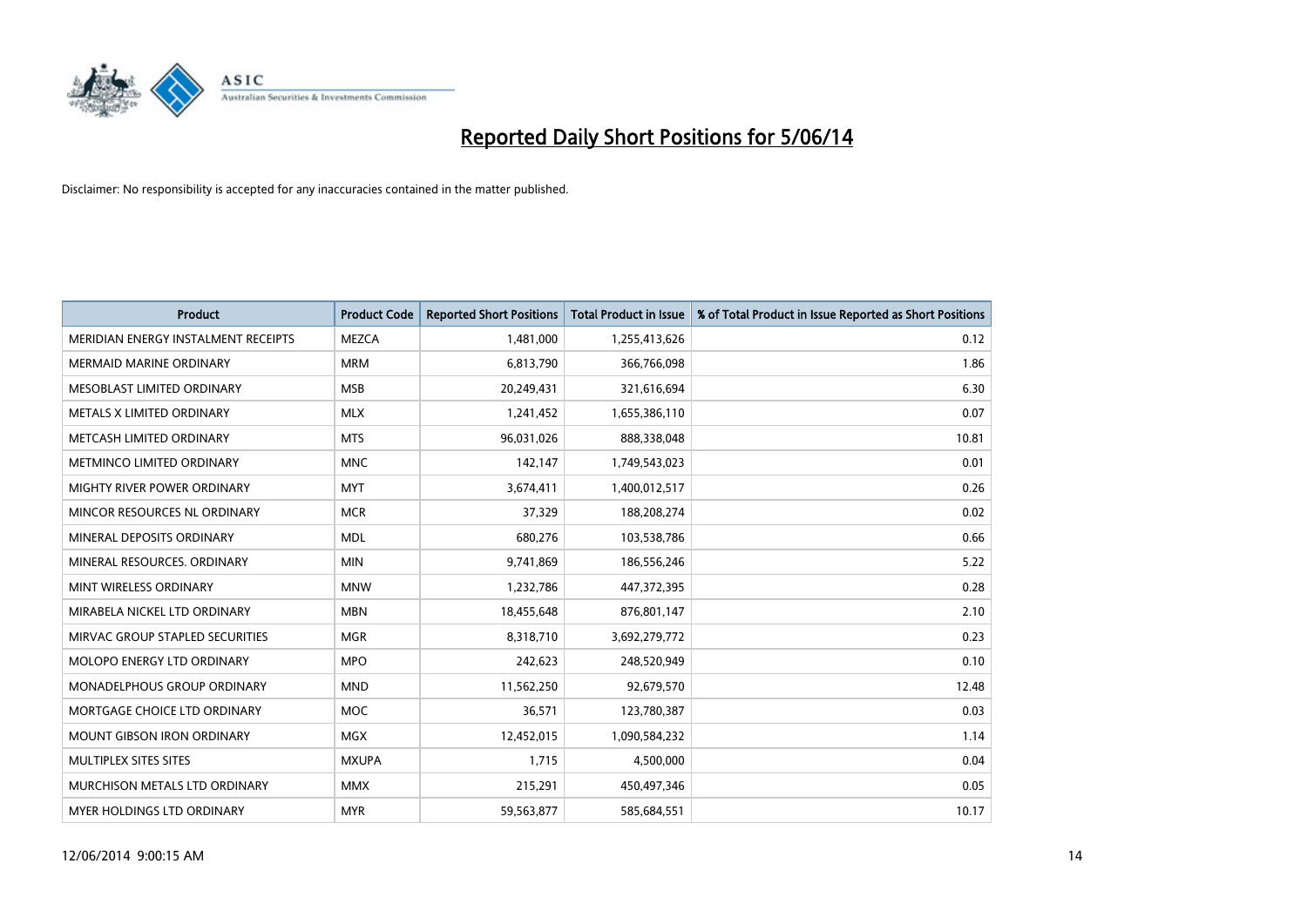# Reported Daily Short Positions for 5/06/14

Disclaimer: No responsibility is accepted for any inaccuracies contained in the matter published.

| Product | Product Code | Reported Short Positions | Total Product in Issue | % of Total Product in Issue Reported as Short Positions |
|---|---|---|---|---|
| MERIDIAN ENERGY INSTALMENT RECEIPTS | MEZCA | 1,481,000 | 1,255,413,626 | 0.12 |
| MERMAID MARINE ORDINARY | MRM | 6,813,790 | 366,766,098 | 1.86 |
| MESOBLAST LIMITED ORDINARY | MSB | 20,249,431 | 321,616,694 | 6.30 |
| METALS X LIMITED ORDINARY | MLX | 1,241,452 | 1,655,386,110 | 0.07 |
| METCASH LIMITED ORDINARY | MTS | 96,031,026 | 888,338,048 | 10.81 |
| METMINCO LIMITED ORDINARY | MNC | 142,147 | 1,749,543,023 | 0.01 |
| MIGHTY RIVER POWER ORDINARY | MYT | 3,674,411 | 1,400,012,517 | 0.26 |
| MINCOR RESOURCES NL ORDINARY | MCR | 37,329 | 188,208,274 | 0.02 |
| MINERAL DEPOSITS ORDINARY | MDL | 680,276 | 103,538,786 | 0.66 |
| MINERAL RESOURCES. ORDINARY | MIN | 9,741,869 | 186,556,246 | 5.22 |
| MINT WIRELESS ORDINARY | MNW | 1,232,786 | 447,372,395 | 0.28 |
| MIRABELA NICKEL LTD ORDINARY | MBN | 18,455,648 | 876,801,147 | 2.10 |
| MIRVAC GROUP STAPLED SECURITIES | MGR | 8,318,710 | 3,692,279,772 | 0.23 |
| MOLOPO ENERGY LTD ORDINARY | MPO | 242,623 | 248,520,949 | 0.10 |
| MONADELPHOUS GROUP ORDINARY | MND | 11,562,250 | 92,679,570 | 12.48 |
| MORTGAGE CHOICE LTD ORDINARY | MOC | 36,571 | 123,780,387 | 0.03 |
| MOUNT GIBSON IRON ORDINARY | MGX | 12,452,015 | 1,090,584,232 | 1.14 |
| MULTIPLEX SITES SITES | MXUPA | 1,715 | 4,500,000 | 0.04 |
| MURCHISON METALS LTD ORDINARY | MMX | 215,291 | 450,497,346 | 0.05 |
| MYER HOLDINGS LTD ORDINARY | MYR | 59,563,877 | 585,684,551 | 10.17 |

12/06/2014 9:00:15 AM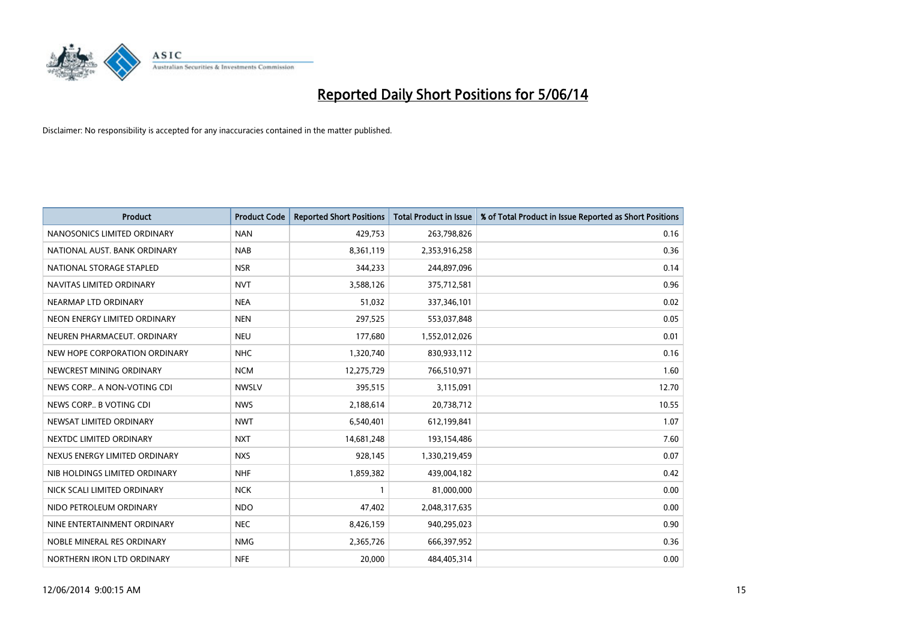# Reported Daily Short Positions for 5/06/14

Disclaimer: No responsibility is accepted for any inaccuracies contained in the matter published.

| Product | Product Code | Reported Short Positions | Total Product in Issue | % of Total Product in Issue Reported as Short Positions |
|---|---|---|---|---|
| NANOSONICS LIMITED ORDINARY | NAN | 429,753 | 263,798,826 | 0.16 |
| NATIONAL AUST. BANK ORDINARY | NAB | 8,361,119 | 2,353,916,258 | 0.36 |
| NATIONAL STORAGE STAPLED | NSR | 344,233 | 244,897,096 | 0.14 |
| NAVITAS LIMITED ORDINARY | NVT | 3,588,126 | 375,712,581 | 0.96 |
| NEARMAP LTD ORDINARY | NEA | 51,032 | 337,346,101 | 0.02 |
| NEON ENERGY LIMITED ORDINARY | NEN | 297,525 | 553,037,848 | 0.05 |
| NEUREN PHARMACEUT. ORDINARY | NEU | 177,680 | 1,552,012,026 | 0.01 |
| NEW HOPE CORPORATION ORDINARY | NHC | 1,320,740 | 830,933,112 | 0.16 |
| NEWCREST MINING ORDINARY | NCM | 12,275,729 | 766,510,971 | 1.60 |
| NEWS CORP.. A NON-VOTING CDI | NWSLV | 395,515 | 3,115,091 | 12.70 |
| NEWS CORP.. B VOTING CDI | NWS | 2,188,614 | 20,738,712 | 10.55 |
| NEWSAT LIMITED ORDINARY | NWT | 6,540,401 | 612,199,841 | 1.07 |
| NEXTDC LIMITED ORDINARY | NXT | 14,681,248 | 193,154,486 | 7.60 |
| NEXUS ENERGY LIMITED ORDINARY | NXS | 928,145 | 1,330,219,459 | 0.07 |
| NIB HOLDINGS LIMITED ORDINARY | NHF | 1,859,382 | 439,004,182 | 0.42 |
| NICK SCALI LIMITED ORDINARY | NCK | 1 | 81,000,000 | 0.00 |
| NIDO PETROLEUM ORDINARY | NDO | 47,402 | 2,048,317,635 | 0.00 |
| NINE ENTERTAINMENT ORDINARY | NEC | 8,426,159 | 940,295,023 | 0.90 |
| NOBLE MINERAL RES ORDINARY | NMG | 2,365,726 | 666,397,952 | 0.36 |
| NORTHERN IRON LTD ORDINARY | NFE | 20,000 | 484,405,314 | 0.00 |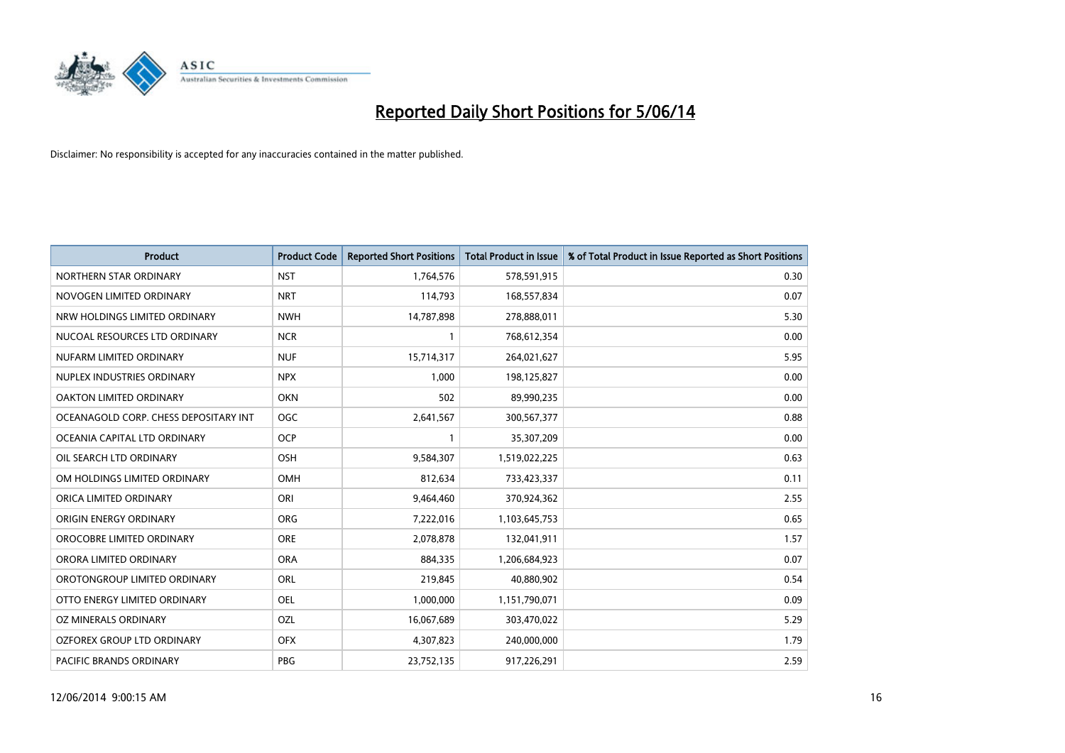# Reported Daily Short Positions for 5/06/14

Disclaimer: No responsibility is accepted for any inaccuracies contained in the matter published.

| Product | Product Code | Reported Short Positions | Total Product in Issue | % of Total Product in Issue Reported as Short Positions |
|---|---|---|---|---|
| NORTHERN STAR ORDINARY | NST | 1,764,576 | 578,591,915 | 0.30 |
| NOVOGEN LIMITED ORDINARY | NRT | 114,793 | 168,557,834 | 0.07 |
| NRW HOLDINGS LIMITED ORDINARY | NWH | 14,787,898 | 278,888,011 | 5.30 |
| NUCOAL RESOURCES LTD ORDINARY | NCR | 1 | 768,612,354 | 0.00 |
| NUFARM LIMITED ORDINARY | NUF | 15,714,317 | 264,021,627 | 5.95 |
| NUPLEX INDUSTRIES ORDINARY | NPX | 1,000 | 198,125,827 | 0.00 |
| OAKTON LIMITED ORDINARY | OKN | 502 | 89,990,235 | 0.00 |
| OCEANAGOLD CORP. CHESS DEPOSITARY INT | OGC | 2,641,567 | 300,567,377 | 0.88 |
| OCEANIA CAPITAL LTD ORDINARY | OCP | 1 | 35,307,209 | 0.00 |
| OIL SEARCH LTD ORDINARY | OSH | 9,584,307 | 1,519,022,225 | 0.63 |
| OM HOLDINGS LIMITED ORDINARY | OMH | 812,634 | 733,423,337 | 0.11 |
| ORICA LIMITED ORDINARY | ORI | 9,464,460 | 370,924,362 | 2.55 |
| ORIGIN ENERGY ORDINARY | ORG | 7,222,016 | 1,103,645,753 | 0.65 |
| OROCOBRE LIMITED ORDINARY | ORE | 2,078,878 | 132,041,911 | 1.57 |
| ORORA LIMITED ORDINARY | ORA | 884,335 | 1,206,684,923 | 0.07 |
| OROTONGROUP LIMITED ORDINARY | ORL | 219,845 | 40,880,902 | 0.54 |
| OTTO ENERGY LIMITED ORDINARY | OEL | 1,000,000 | 1,151,790,071 | 0.09 |
| OZ MINERALS ORDINARY | OZL | 16,067,689 | 303,470,022 | 5.29 |
| OZFOREX GROUP LTD ORDINARY | OFX | 4,307,823 | 240,000,000 | 1.79 |
| PACIFIC BRANDS ORDINARY | PBG | 23,752,135 | 917,226,291 | 2.59 |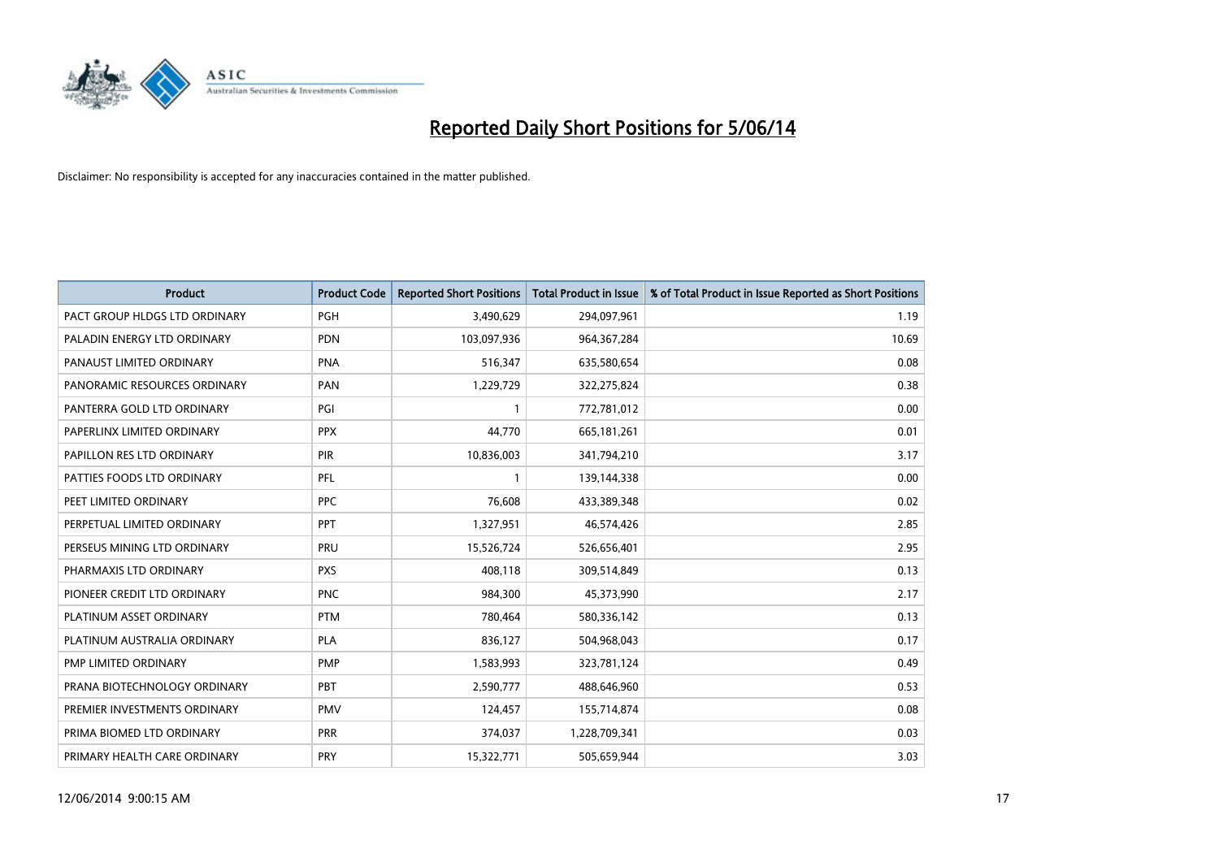# Reported Daily Short Positions for 5/06/14

Disclaimer: No responsibility is accepted for any inaccuracies contained in the matter published.

| Product | Product Code | Reported Short Positions | Total Product in Issue | % of Total Product in Issue Reported as Short Positions |
|---|---|---|---|---|
| PACT GROUP HLDGS LTD ORDINARY | PGH | 3,490,629 | 294,097,961 | 1.19 |
| PALADIN ENERGY LTD ORDINARY | PDN | 103,097,936 | 964,367,284 | 10.69 |
| PANAUST LIMITED ORDINARY | PNA | 516,347 | 635,580,654 | 0.08 |
| PANORAMIC RESOURCES ORDINARY | PAN | 1,229,729 | 322,275,824 | 0.38 |
| PANTERRA GOLD LTD ORDINARY | PGI | 1 | 772,781,012 | 0.00 |
| PAPERLINX LIMITED ORDINARY | PPX | 44,770 | 665,181,261 | 0.01 |
| PAPILLON RES LTD ORDINARY | PIR | 10,836,003 | 341,794,210 | 3.17 |
| PATTIES FOODS LTD ORDINARY | PFL | 1 | 139,144,338 | 0.00 |
| PEET LIMITED ORDINARY | PPC | 76,608 | 433,389,348 | 0.02 |
| PERPETUAL LIMITED ORDINARY | PPT | 1,327,951 | 46,574,426 | 2.85 |
| PERSEUS MINING LTD ORDINARY | PRU | 15,526,724 | 526,656,401 | 2.95 |
| PHARMAXIS LTD ORDINARY | PXS | 408,118 | 309,514,849 | 0.13 |
| PIONEER CREDIT LTD ORDINARY | PNC | 984,300 | 45,373,990 | 2.17 |
| PLATINUM ASSET ORDINARY | PTM | 780,464 | 580,336,142 | 0.13 |
| PLATINUM AUSTRALIA ORDINARY | PLA | 836,127 | 504,968,043 | 0.17 |
| PMP LIMITED ORDINARY | PMP | 1,583,993 | 323,781,124 | 0.49 |
| PRANA BIOTECHNOLOGY ORDINARY | PBT | 2,590,777 | 488,646,960 | 0.53 |
| PREMIER INVESTMENTS ORDINARY | PMV | 124,457 | 155,714,874 | 0.08 |
| PRIMA BIOMED LTD ORDINARY | PRR | 374,037 | 1,228,709,341 | 0.03 |
| PRIMARY HEALTH CARE ORDINARY | PRY | 15,322,771 | 505,659,944 | 3.03 |

12/06/2014 9:00:15 AM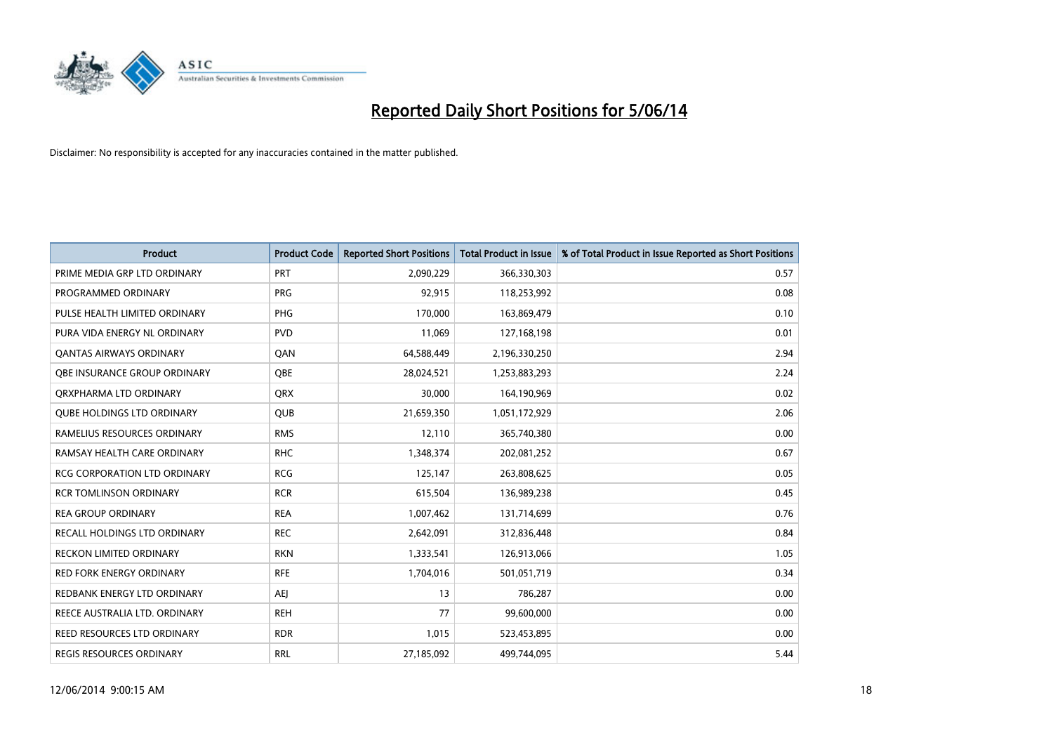# Reported Daily Short Positions for 5/06/14

Disclaimer: No responsibility is accepted for any inaccuracies contained in the matter published.

| Product | Product Code | Reported Short Positions | Total Product in Issue | % of Total Product in Issue Reported as Short Positions |
|---|---|---|---|---|
| PRIME MEDIA GRP LTD ORDINARY | PRT | 2,090,229 | 366,330,303 | 0.57 |
| PROGRAMMED ORDINARY | PRG | 92,915 | 118,253,992 | 0.08 |
| PULSE HEALTH LIMITED ORDINARY | PHG | 170,000 | 163,869,479 | 0.10 |
| PURA VIDA ENERGY NL ORDINARY | PVD | 11,069 | 127,168,198 | 0.01 |
| QANTAS AIRWAYS ORDINARY | QAN | 64,588,449 | 2,196,330,250 | 2.94 |
| QBE INSURANCE GROUP ORDINARY | QBE | 28,024,521 | 1,253,883,293 | 2.24 |
| QRXPHARMA LTD ORDINARY | QRX | 30,000 | 164,190,969 | 0.02 |
| QUBE HOLDINGS LTD ORDINARY | QUB | 21,659,350 | 1,051,172,929 | 2.06 |
| RAMELIUS RESOURCES ORDINARY | RMS | 12,110 | 365,740,380 | 0.00 |
| RAMSAY HEALTH CARE ORDINARY | RHC | 1,348,374 | 202,081,252 | 0.67 |
| RCG CORPORATION LTD ORDINARY | RCG | 125,147 | 263,808,625 | 0.05 |
| RCR TOMLINSON ORDINARY | RCR | 615,504 | 136,989,238 | 0.45 |
| REA GROUP ORDINARY | REA | 1,007,462 | 131,714,699 | 0.76 |
| RECALL HOLDINGS LTD ORDINARY | REC | 2,642,091 | 312,836,448 | 0.84 |
| RECKON LIMITED ORDINARY | RKN | 1,333,541 | 126,913,066 | 1.05 |
| RED FORK ENERGY ORDINARY | RFE | 1,704,016 | 501,051,719 | 0.34 |
| REDBANK ENERGY LTD ORDINARY | AEJ | 13 | 786,287 | 0.00 |
| REECE AUSTRALIA LTD. ORDINARY | REH | 77 | 99,600,000 | 0.00 |
| REED RESOURCES LTD ORDINARY | RDR | 1,015 | 523,453,895 | 0.00 |
| REGIS RESOURCES ORDINARY | RRL | 27,185,092 | 499,744,095 | 5.44 |

12/06/2014 9:00:15 AM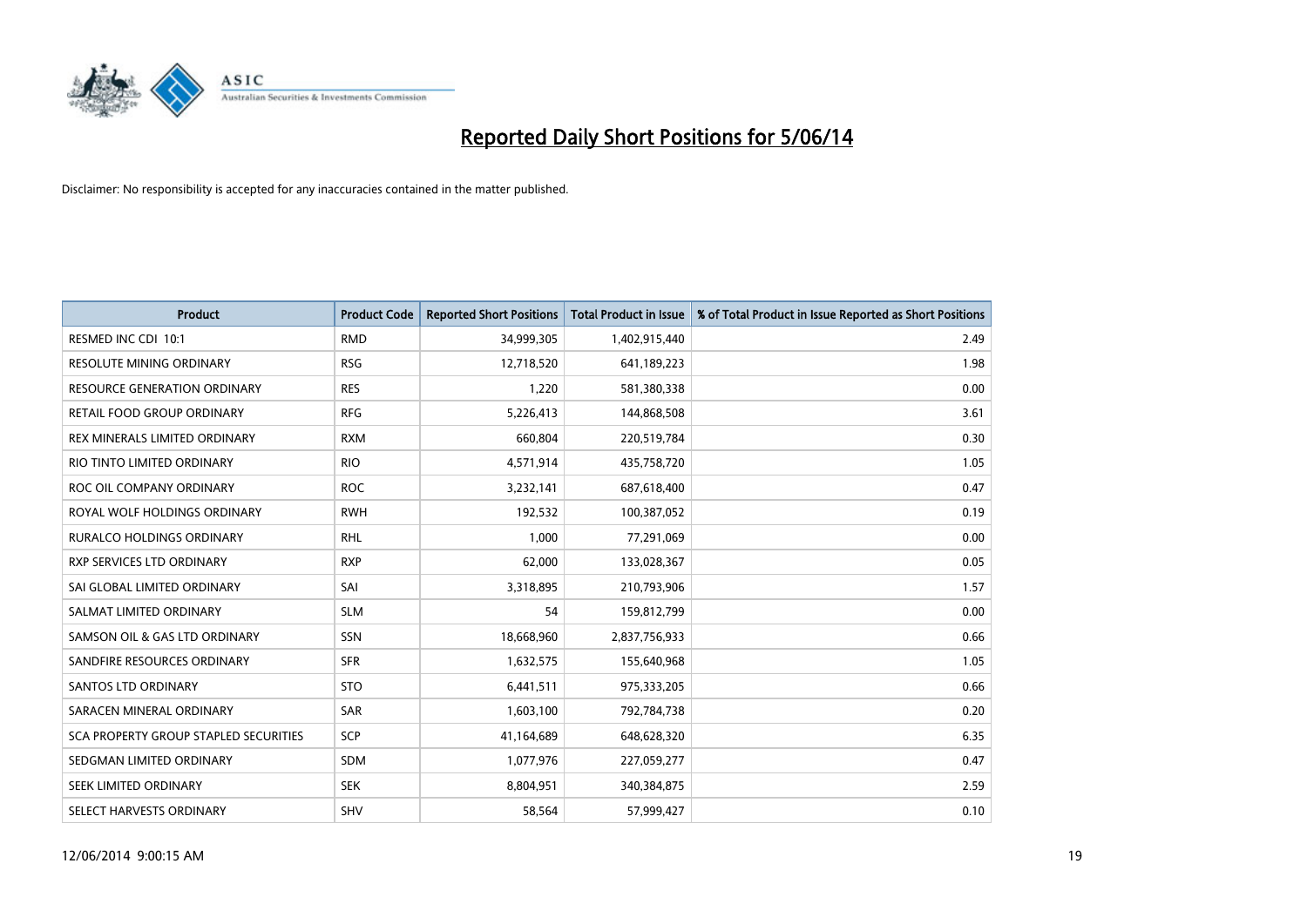# Reported Daily Short Positions for 5/06/14

Disclaimer: No responsibility is accepted for any inaccuracies contained in the matter published.

| Product | Product Code | Reported Short Positions | Total Product in Issue | % of Total Product in Issue Reported as Short Positions |
|---|---|---|---|---|
| RESMED INC CDI 10:1 | RMD | 34,999,305 | 1,402,915,440 | 2.49 |
| RESOLUTE MINING ORDINARY | RSG | 12,718,520 | 641,189,223 | 1.98 |
| RESOURCE GENERATION ORDINARY | RES | 1,220 | 581,380,338 | 0.00 |
| RETAIL FOOD GROUP ORDINARY | RFG | 5,226,413 | 144,868,508 | 3.61 |
| REX MINERALS LIMITED ORDINARY | RXM | 660,804 | 220,519,784 | 0.30 |
| RIO TINTO LIMITED ORDINARY | RIO | 4,571,914 | 435,758,720 | 1.05 |
| ROC OIL COMPANY ORDINARY | ROC | 3,232,141 | 687,618,400 | 0.47 |
| ROYAL WOLF HOLDINGS ORDINARY | RWH | 192,532 | 100,387,052 | 0.19 |
| RURALCO HOLDINGS ORDINARY | RHL | 1,000 | 77,291,069 | 0.00 |
| RXP SERVICES LTD ORDINARY | RXP | 62,000 | 133,028,367 | 0.05 |
| SAI GLOBAL LIMITED ORDINARY | SAI | 3,318,895 | 210,793,906 | 1.57 |
| SALMAT LIMITED ORDINARY | SLM | 54 | 159,812,799 | 0.00 |
| SAMSON OIL & GAS LTD ORDINARY | SSN | 18,668,960 | 2,837,756,933 | 0.66 |
| SANDFIRE RESOURCES ORDINARY | SFR | 1,632,575 | 155,640,968 | 1.05 |
| SANTOS LTD ORDINARY | STO | 6,441,511 | 975,333,205 | 0.66 |
| SARACEN MINERAL ORDINARY | SAR | 1,603,100 | 792,784,738 | 0.20 |
| SCA PROPERTY GROUP STAPLED SECURITIES | SCP | 41,164,689 | 648,628,320 | 6.35 |
| SEDGMAN LIMITED ORDINARY | SDM | 1,077,976 | 227,059,277 | 0.47 |
| SEEK LIMITED ORDINARY | SEK | 8,804,951 | 340,384,875 | 2.59 |
| SELECT HARVESTS ORDINARY | SHV | 58,564 | 57,999,427 | 0.10 |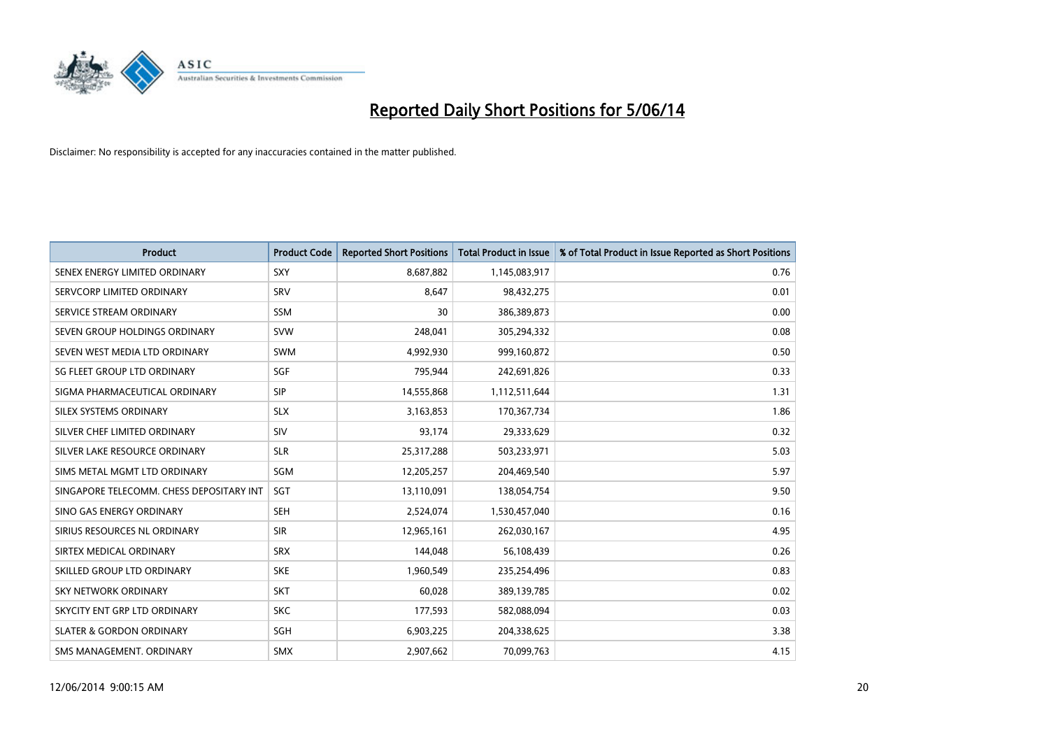# Reported Daily Short Positions for 5/06/14

Disclaimer: No responsibility is accepted for any inaccuracies contained in the matter published.

| Product | Product Code | Reported Short Positions | Total Product in Issue | % of Total Product in Issue Reported as Short Positions |
|---|---|---|---|---|
| SENEX ENERGY LIMITED ORDINARY | SXY | 8,687,882 | 1,145,083,917 | 0.76 |
| SERVCORP LIMITED ORDINARY | SRV | 8,647 | 98,432,275 | 0.01 |
| SERVICE STREAM ORDINARY | SSM | 30 | 386,389,873 | 0.00 |
| SEVEN GROUP HOLDINGS ORDINARY | SVW | 248,041 | 305,294,332 | 0.08 |
| SEVEN WEST MEDIA LTD ORDINARY | SWM | 4,992,930 | 999,160,872 | 0.50 |
| SG FLEET GROUP LTD ORDINARY | SGF | 795,944 | 242,691,826 | 0.33 |
| SIGMA PHARMACEUTICAL ORDINARY | SIP | 14,555,868 | 1,112,511,644 | 1.31 |
| SILEX SYSTEMS ORDINARY | SLX | 3,163,853 | 170,367,734 | 1.86 |
| SILVER CHEF LIMITED ORDINARY | SIV | 93,174 | 29,333,629 | 0.32 |
| SILVER LAKE RESOURCE ORDINARY | SLR | 25,317,288 | 503,233,971 | 5.03 |
| SIMS METAL MGMT LTD ORDINARY | SGM | 12,205,257 | 204,469,540 | 5.97 |
| SINGAPORE TELECOMM. CHESS DEPOSITARY INT | SGT | 13,110,091 | 138,054,754 | 9.50 |
| SINO GAS ENERGY ORDINARY | SEH | 2,524,074 | 1,530,457,040 | 0.16 |
| SIRIUS RESOURCES NL ORDINARY | SIR | 12,965,161 | 262,030,167 | 4.95 |
| SIRTEX MEDICAL ORDINARY | SRX | 144,048 | 56,108,439 | 0.26 |
| SKILLED GROUP LTD ORDINARY | SKE | 1,960,549 | 235,254,496 | 0.83 |
| SKY NETWORK ORDINARY | SKT | 60,028 | 389,139,785 | 0.02 |
| SKYCITY ENT GRP LTD ORDINARY | SKC | 177,593 | 582,088,094 | 0.03 |
| SLATER & GORDON ORDINARY | SGH | 6,903,225 | 204,338,625 | 3.38 |
| SMS MANAGEMENT. ORDINARY | SMX | 2,907,662 | 70,099,763 | 4.15 |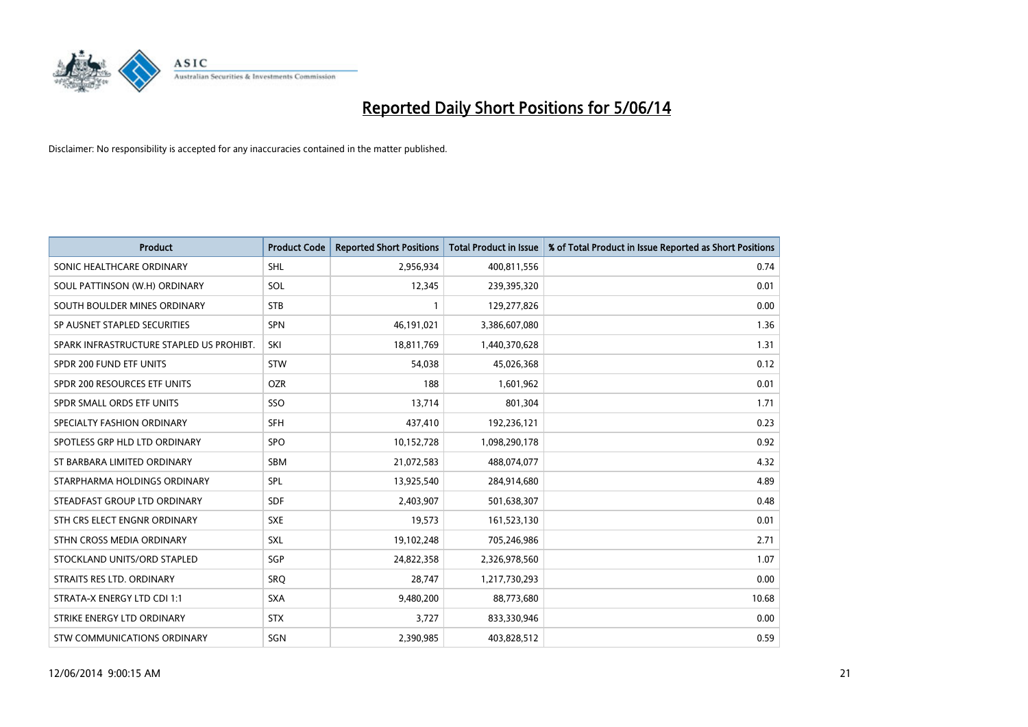# Reported Daily Short Positions for 5/06/14

Disclaimer: No responsibility is accepted for any inaccuracies contained in the matter published.

| Product | Product Code | Reported Short Positions | Total Product in Issue | % of Total Product in Issue Reported as Short Positions |
|---|---|---|---|---|
| SONIC HEALTHCARE ORDINARY | SHL | 2,956,934 | 400,811,556 | 0.74 |
| SOUL PATTINSON (W.H) ORDINARY | SOL | 12,345 | 239,395,320 | 0.01 |
| SOUTH BOULDER MINES ORDINARY | STB | 1 | 129,277,826 | 0.00 |
| SP AUSNET STAPLED SECURITIES | SPN | 46,191,021 | 3,386,607,080 | 1.36 |
| SPARK INFRASTRUCTURE STAPLED US PROHIBT. | SKI | 18,811,769 | 1,440,370,628 | 1.31 |
| SPDR 200 FUND ETF UNITS | STW | 54,038 | 45,026,368 | 0.12 |
| SPDR 200 RESOURCES ETF UNITS | OZR | 188 | 1,601,962 | 0.01 |
| SPDR SMALL ORDS ETF UNITS | SSO | 13,714 | 801,304 | 1.71 |
| SPECIALTY FASHION ORDINARY | SFH | 437,410 | 192,236,121 | 0.23 |
| SPOTLESS GRP HLD LTD ORDINARY | SPO | 10,152,728 | 1,098,290,178 | 0.92 |
| ST BARBARA LIMITED ORDINARY | SBM | 21,072,583 | 488,074,077 | 4.32 |
| STARPHARMA HOLDINGS ORDINARY | SPL | 13,925,540 | 284,914,680 | 4.89 |
| STEADFAST GROUP LTD ORDINARY | SDF | 2,403,907 | 501,638,307 | 0.48 |
| STH CRS ELECT ENGNR ORDINARY | SXE | 19,573 | 161,523,130 | 0.01 |
| STHN CROSS MEDIA ORDINARY | SXL | 19,102,248 | 705,246,986 | 2.71 |
| STOCKLAND UNITS/ORD STAPLED | SGP | 24,822,358 | 2,326,978,560 | 1.07 |
| STRAITS RES LTD. ORDINARY | SRQ | 28,747 | 1,217,730,293 | 0.00 |
| STRATA-X ENERGY LTD CDI 1:1 | SXA | 9,480,200 | 88,773,680 | 10.68 |
| STRIKE ENERGY LTD ORDINARY | STX | 3,727 | 833,330,946 | 0.00 |
| STW COMMUNICATIONS ORDINARY | SGN | 2,390,985 | 403,828,512 | 0.59 |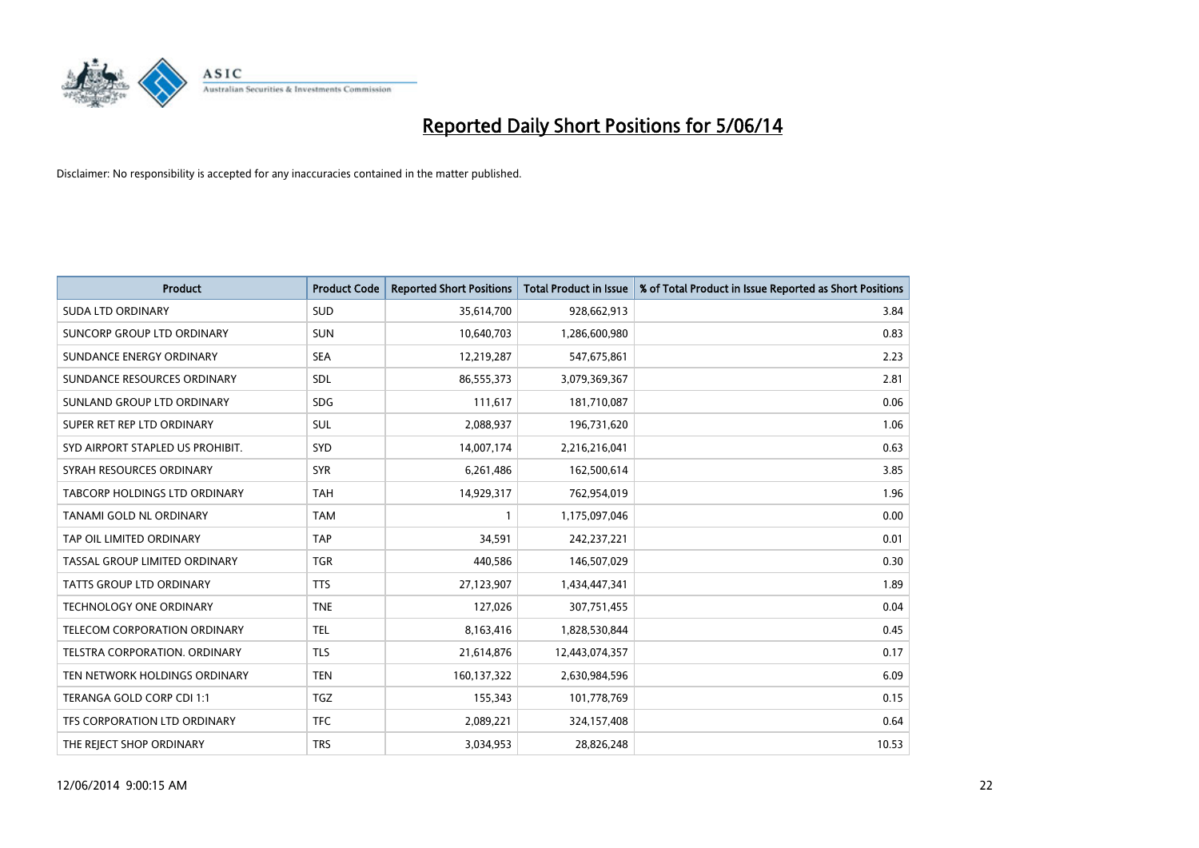# Reported Daily Short Positions for 5/06/14

Disclaimer: No responsibility is accepted for any inaccuracies contained in the matter published.

| Product | Product Code | Reported Short Positions | Total Product in Issue | % of Total Product in Issue Reported as Short Positions |
|---|---|---|---|---|
| SUDA LTD ORDINARY | SUD | 35,614,700 | 928,662,913 | 3.84 |
| SUNCORP GROUP LTD ORDINARY | SUN | 10,640,703 | 1,286,600,980 | 0.83 |
| SUNDANCE ENERGY ORDINARY | SEA | 12,219,287 | 547,675,861 | 2.23 |
| SUNDANCE RESOURCES ORDINARY | SDL | 86,555,373 | 3,079,369,367 | 2.81 |
| SUNLAND GROUP LTD ORDINARY | SDG | 111,617 | 181,710,087 | 0.06 |
| SUPER RET REP LTD ORDINARY | SUL | 2,088,937 | 196,731,620 | 1.06 |
| SYD AIRPORT STAPLED US PROHIBIT. | SYD | 14,007,174 | 2,216,216,041 | 0.63 |
| SYRAH RESOURCES ORDINARY | SYR | 6,261,486 | 162,500,614 | 3.85 |
| TABCORP HOLDINGS LTD ORDINARY | TAH | 14,929,317 | 762,954,019 | 1.96 |
| TANAMI GOLD NL ORDINARY | TAM | 1 | 1,175,097,046 | 0.00 |
| TAP OIL LIMITED ORDINARY | TAP | 34,591 | 242,237,221 | 0.01 |
| TASSAL GROUP LIMITED ORDINARY | TGR | 440,586 | 146,507,029 | 0.30 |
| TATTS GROUP LTD ORDINARY | TTS | 27,123,907 | 1,434,447,341 | 1.89 |
| TECHNOLOGY ONE ORDINARY | TNE | 127,026 | 307,751,455 | 0.04 |
| TELECOM CORPORATION ORDINARY | TEL | 8,163,416 | 1,828,530,844 | 0.45 |
| TELSTRA CORPORATION. ORDINARY | TLS | 21,614,876 | 12,443,074,357 | 0.17 |
| TEN NETWORK HOLDINGS ORDINARY | TEN | 160,137,322 | 2,630,984,596 | 6.09 |
| TERANGA GOLD CORP CDI 1:1 | TGZ | 155,343 | 101,778,769 | 0.15 |
| TFS CORPORATION LTD ORDINARY | TFC | 2,089,221 | 324,157,408 | 0.64 |
| THE REJECT SHOP ORDINARY | TRS | 3,034,953 | 28,826,248 | 10.53 |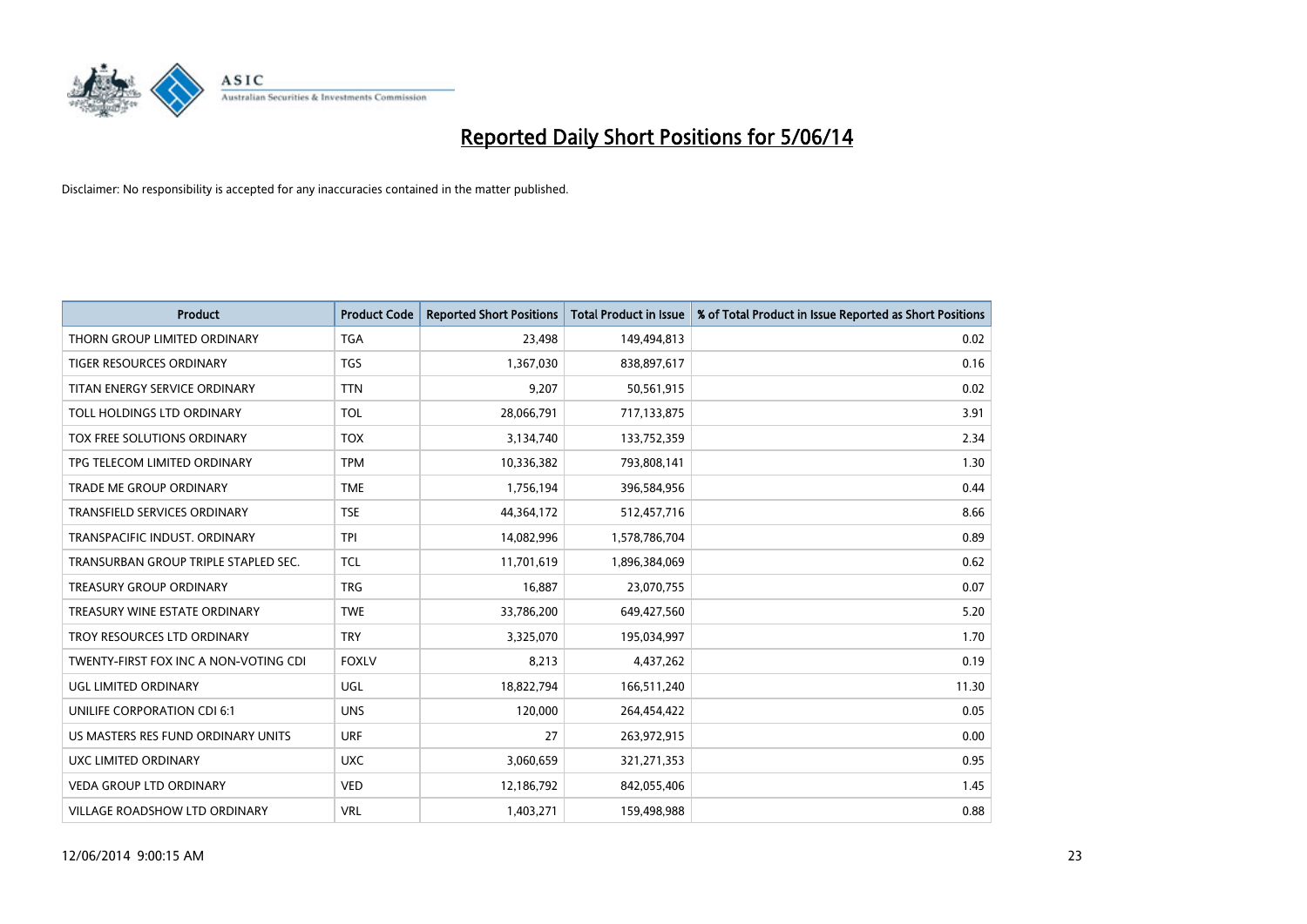# Reported Daily Short Positions for 5/06/14

Disclaimer: No responsibility is accepted for any inaccuracies contained in the matter published.

| Product | Product Code | Reported Short Positions | Total Product in Issue | % of Total Product in Issue Reported as Short Positions |
|---|---|---|---|---|
| THORN GROUP LIMITED ORDINARY | TGA | 23,498 | 149,494,813 | 0.02 |
| TIGER RESOURCES ORDINARY | TGS | 1,367,030 | 838,897,617 | 0.16 |
| TITAN ENERGY SERVICE ORDINARY | TTN | 9,207 | 50,561,915 | 0.02 |
| TOLL HOLDINGS LTD ORDINARY | TOL | 28,066,791 | 717,133,875 | 3.91 |
| TOX FREE SOLUTIONS ORDINARY | TOX | 3,134,740 | 133,752,359 | 2.34 |
| TPG TELECOM LIMITED ORDINARY | TPM | 10,336,382 | 793,808,141 | 1.30 |
| TRADE ME GROUP ORDINARY | TME | 1,756,194 | 396,584,956 | 0.44 |
| TRANSFIELD SERVICES ORDINARY | TSE | 44,364,172 | 512,457,716 | 8.66 |
| TRANSPACIFIC INDUST. ORDINARY | TPI | 14,082,996 | 1,578,786,704 | 0.89 |
| TRANSURBAN GROUP TRIPLE STAPLED SEC. | TCL | 11,701,619 | 1,896,384,069 | 0.62 |
| TREASURY GROUP ORDINARY | TRG | 16,887 | 23,070,755 | 0.07 |
| TREASURY WINE ESTATE ORDINARY | TWE | 33,786,200 | 649,427,560 | 5.20 |
| TROY RESOURCES LTD ORDINARY | TRY | 3,325,070 | 195,034,997 | 1.70 |
| TWENTY-FIRST FOX INC A NON-VOTING CDI | FOXLV | 8,213 | 4,437,262 | 0.19 |
| UGL LIMITED ORDINARY | UGL | 18,822,794 | 166,511,240 | 11.30 |
| UNILIFE CORPORATION CDI 6:1 | UNS | 120,000 | 264,454,422 | 0.05 |
| US MASTERS RES FUND ORDINARY UNITS | URF | 27 | 263,972,915 | 0.00 |
| UXC LIMITED ORDINARY | UXC | 3,060,659 | 321,271,353 | 0.95 |
| VEDA GROUP LTD ORDINARY | VED | 12,186,792 | 842,055,406 | 1.45 |
| VILLAGE ROADSHOW LTD ORDINARY | VRL | 1,403,271 | 159,498,988 | 0.88 |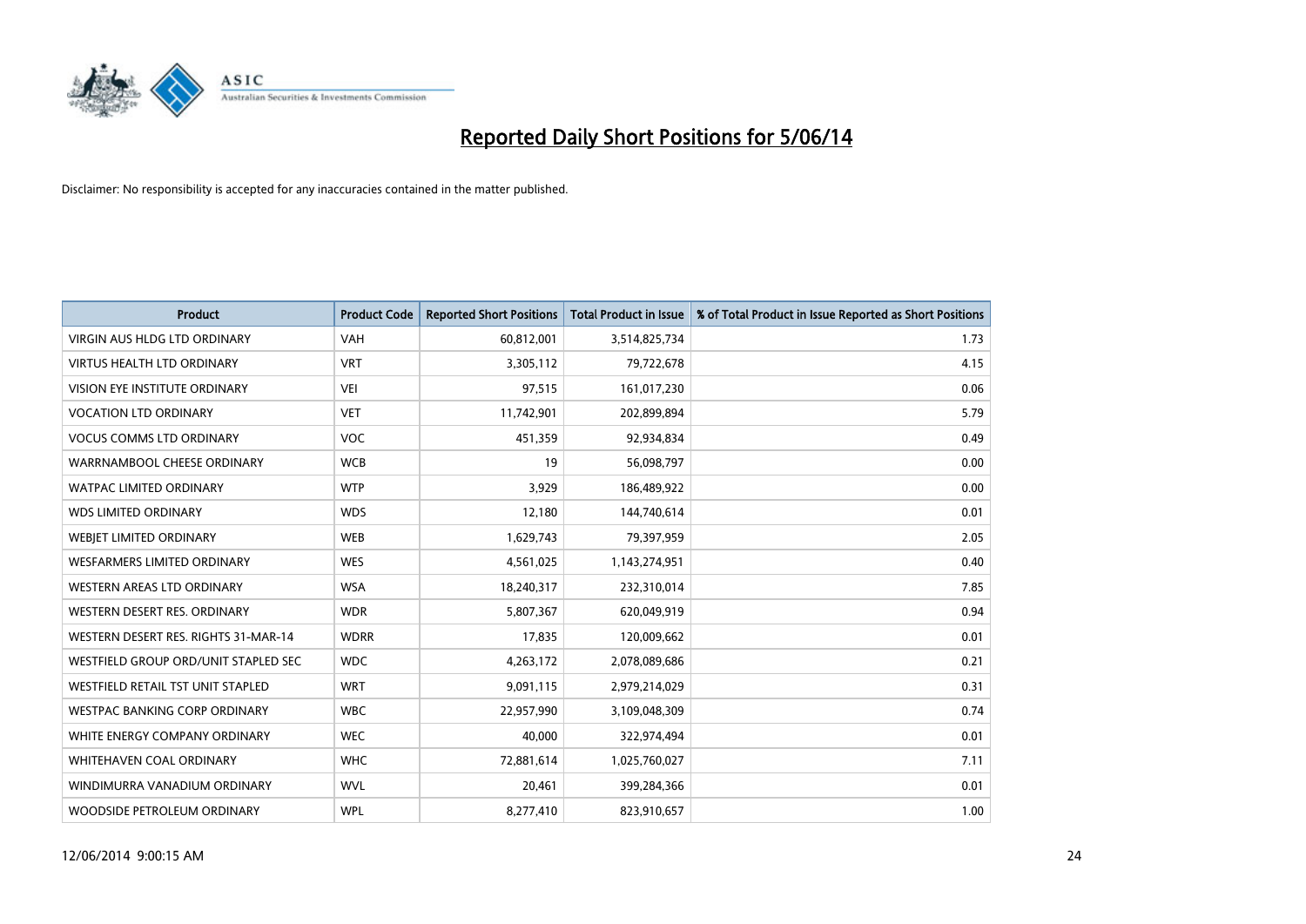# Reported Daily Short Positions for 5/06/14

Disclaimer: No responsibility is accepted for any inaccuracies contained in the matter published.

| Product | Product Code | Reported Short Positions | Total Product in Issue | % of Total Product in Issue Reported as Short Positions |
|---|---|---|---|---|
| VIRGIN AUS HLDG LTD ORDINARY | VAH | 60,812,001 | 3,514,825,734 | 1.73 |
| VIRTUS HEALTH LTD ORDINARY | VRT | 3,305,112 | 79,722,678 | 4.15 |
| VISION EYE INSTITUTE ORDINARY | VEI | 97,515 | 161,017,230 | 0.06 |
| VOCATION LTD ORDINARY | VET | 11,742,901 | 202,899,894 | 5.79 |
| VOCUS COMMS LTD ORDINARY | VOC | 451,359 | 92,934,834 | 0.49 |
| WARRNAMBOOL CHEESE ORDINARY | WCB | 19 | 56,098,797 | 0.00 |
| WATPAC LIMITED ORDINARY | WTP | 3,929 | 186,489,922 | 0.00 |
| WDS LIMITED ORDINARY | WDS | 12,180 | 144,740,614 | 0.01 |
| WEBJET LIMITED ORDINARY | WEB | 1,629,743 | 79,397,959 | 2.05 |
| WESFARMERS LIMITED ORDINARY | WES | 4,561,025 | 1,143,274,951 | 0.40 |
| WESTERN AREAS LTD ORDINARY | WSA | 18,240,317 | 232,310,014 | 7.85 |
| WESTERN DESERT RES. ORDINARY | WDR | 5,807,367 | 620,049,919 | 0.94 |
| WESTERN DESERT RES. RIGHTS 31-MAR-14 | WDRR | 17,835 | 120,009,662 | 0.01 |
| WESTFIELD GROUP ORD/UNIT STAPLED SEC | WDC | 4,263,172 | 2,078,089,686 | 0.21 |
| WESTFIELD RETAIL TST UNIT STAPLED | WRT | 9,091,115 | 2,979,214,029 | 0.31 |
| WESTPAC BANKING CORP ORDINARY | WBC | 22,957,990 | 3,109,048,309 | 0.74 |
| WHITE ENERGY COMPANY ORDINARY | WEC | 40,000 | 322,974,494 | 0.01 |
| WHITEHAVEN COAL ORDINARY | WHC | 72,881,614 | 1,025,760,027 | 7.11 |
| WINDIMURRA VANADIUM ORDINARY | WVL | 20,461 | 399,284,366 | 0.01 |
| WOODSIDE PETROLEUM ORDINARY | WPL | 8,277,410 | 823,910,657 | 1.00 |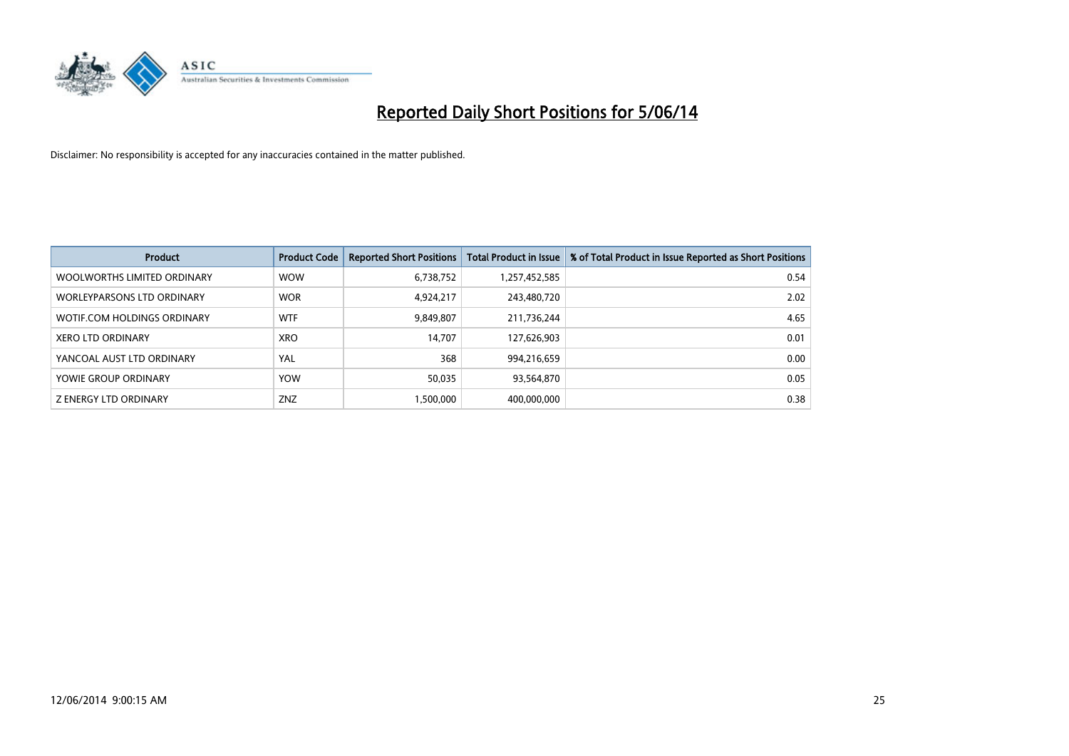# Reported Daily Short Positions for 5/06/14

Disclaimer: No responsibility is accepted for any inaccuracies contained in the matter published.

| Product | Product Code | Reported Short Positions | Total Product in Issue | % of Total Product in Issue Reported as Short Positions |
|---|---|---|---|---|
| WOOLWORTHS LIMITED ORDINARY | WOW | 6,738,752 | 1,257,452,585 | 0.54 |
| WORLEYPARSONS LTD ORDINARY | WOR | 4,924,217 | 243,480,720 | 2.02 |
| WOTIF.COM HOLDINGS ORDINARY | WTF | 9,849,807 | 211,736,244 | 4.65 |
| XERO LTD ORDINARY | XRO | 14,707 | 127,626,903 | 0.01 |
| YANCOAL AUST LTD ORDINARY | YAL | 368 | 994,216,659 | 0.00 |
| YOWIE GROUP ORDINARY | YOW | 50,035 | 93,564,870 | 0.05 |
| Z ENERGY LTD ORDINARY | ZNZ | 1,500,000 | 400,000,000 | 0.38 |